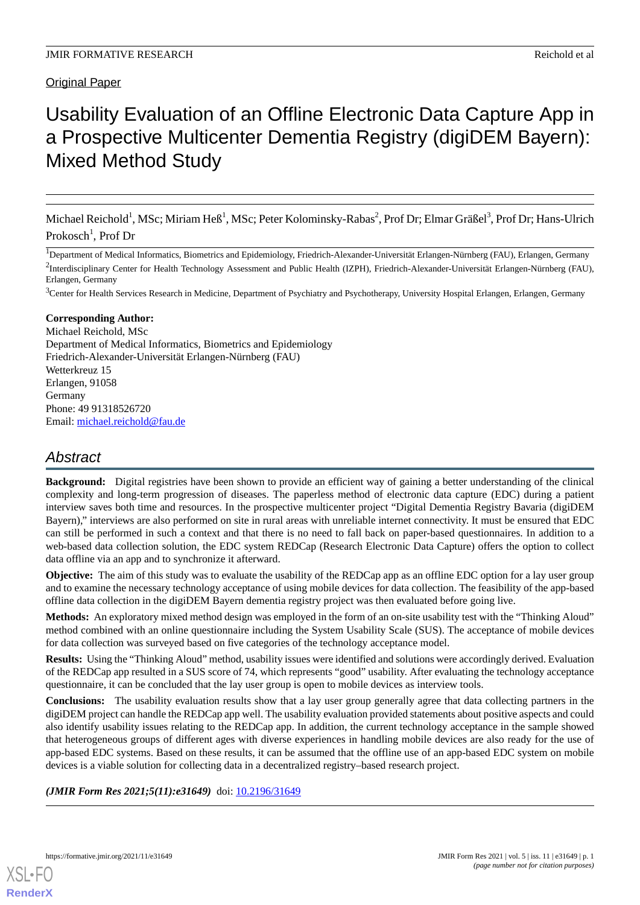Original Paper

# Usability Evaluation of an Offline Electronic Data Capture App in a Prospective Multicenter Dementia Registry (digiDEM Bayern): Mixed Method Study

Michael Reichold[1], MSc; Miriam Heß[1], MSc; Peter Kolominsky-Rabas[2], Prof Dr; Elmar Gräßel[3], Prof Dr; Hans-Ulrich Prokosch[1], Prof Dr

[1]Department of Medical Informatics, Biometrics and Epidemiology, Friedrich-Alexander-Universität Erlangen-Nürnberg (FAU), Erlangen, Germany

[2]Interdisciplinary Center for Health Technology Assessment and Public Health (IZPH), Friedrich-Alexander-Universität Erlangen-Nürnberg (FAU), Erlangen, Germany

[3]Center for Health Services Research in Medicine, Department of Psychiatry and Psychotherapy, University Hospital Erlangen, Erlangen, Germany

**Corresponding Author:**
Michael Reichold, MSc
Department of Medical Informatics, Biometrics and Epidemiology
Friedrich-Alexander-Universität Erlangen-Nürnberg (FAU)
Wetterkreuz 15
Erlangen, 91058
Germany
Phone: 49 91318526720
Email: michael.reichold@fau.de

## Abstract

**Background:** Digital registries have been shown to provide an efficient way of gaining a better understanding of the clinical complexity and long-term progression of diseases. The paperless method of electronic data capture (EDC) during a patient interview saves both time and resources. In the prospective multicenter project "Digital Dementia Registry Bavaria (digiDEM Bayern)," interviews are also performed on site in rural areas with unreliable internet connectivity. It must be ensured that EDC can still be performed in such a context and that there is no need to fall back on paper-based questionnaires. In addition to a web-based data collection solution, the EDC system REDCap (Research Electronic Data Capture) offers the option to collect data offline via an app and to synchronize it afterward.

**Objective:** The aim of this study was to evaluate the usability of the REDCap app as an offline EDC option for a lay user group and to examine the necessary technology acceptance of using mobile devices for data collection. The feasibility of the app-based offline data collection in the digiDEM Bayern dementia registry project was then evaluated before going live.

**Methods:** An exploratory mixed method design was employed in the form of an on-site usability test with the "Thinking Aloud" method combined with an online questionnaire including the System Usability Scale (SUS). The acceptance of mobile devices for data collection was surveyed based on five categories of the technology acceptance model.

**Results:** Using the "Thinking Aloud" method, usability issues were identified and solutions were accordingly derived. Evaluation of the REDCap app resulted in a SUS score of 74, which represents "good" usability. After evaluating the technology acceptance questionnaire, it can be concluded that the lay user group is open to mobile devices as interview tools.

**Conclusions:** The usability evaluation results show that a lay user group generally agree that data collecting partners in the digiDEM project can handle the REDCap app well. The usability evaluation provided statements about positive aspects and could also identify usability issues relating to the REDCap app. In addition, the current technology acceptance in the sample showed that heterogeneous groups of different ages with diverse experiences in handling mobile devices are also ready for the use of app-based EDC systems. Based on these results, it can be assumed that the offline use of an app-based EDC system on mobile devices is a viable solution for collecting data in a decentralized registry–based research project.

*(JMIR Form Res 2021;5(11):e31649)* doi: 10.2196/31649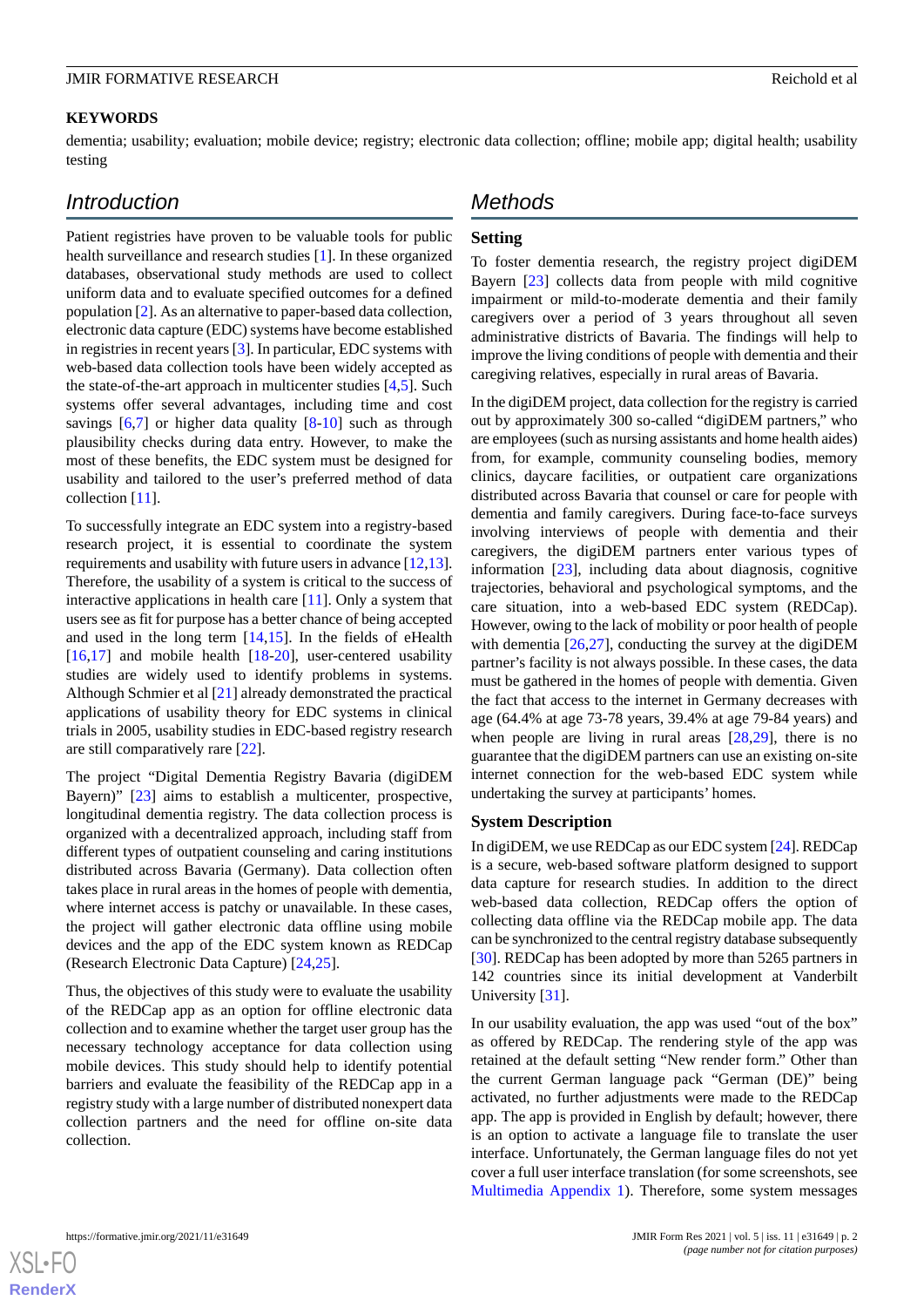**KEYWORDS**

dementia; usability; evaluation; mobile device; registry; electronic data collection; offline; mobile app; digital health; usability testing

## Introduction

Patient registries have proven to be valuable tools for public health surveillance and research studies [1]. In these organized databases, observational study methods are used to collect uniform data and to evaluate specified outcomes for a defined population [2]. As an alternative to paper-based data collection, electronic data capture (EDC) systems have become established in registries in recent years [3]. In particular, EDC systems with web-based data collection tools have been widely accepted as the state-of-the-art approach in multicenter studies [4,5]. Such systems offer several advantages, including time and cost savings [6,7] or higher data quality [8-10] such as through plausibility checks during data entry. However, to make the most of these benefits, the EDC system must be designed for usability and tailored to the user's preferred method of data collection [11].

To successfully integrate an EDC system into a registry-based research project, it is essential to coordinate the system requirements and usability with future users in advance [12,13]. Therefore, the usability of a system is critical to the success of interactive applications in health care [11]. Only a system that users see as fit for purpose has a better chance of being accepted and used in the long term [14,15]. In the fields of eHealth [16,17] and mobile health [18-20], user-centered usability studies are widely used to identify problems in systems. Although Schmier et al [21] already demonstrated the practical applications of usability theory for EDC systems in clinical trials in 2005, usability studies in EDC-based registry research are still comparatively rare [22].

The project "Digital Dementia Registry Bavaria (digiDEM Bayern)" [23] aims to establish a multicenter, prospective, longitudinal dementia registry. The data collection process is organized with a decentralized approach, including staff from different types of outpatient counseling and caring institutions distributed across Bavaria (Germany). Data collection often takes place in rural areas in the homes of people with dementia, where internet access is patchy or unavailable. In these cases, the project will gather electronic data offline using mobile devices and the app of the EDC system known as REDCap (Research Electronic Data Capture) [24,25].

Thus, the objectives of this study were to evaluate the usability of the REDCap app as an option for offline electronic data collection and to examine whether the target user group has the necessary technology acceptance for data collection using mobile devices. This study should help to identify potential barriers and evaluate the feasibility of the REDCap app in a registry study with a large number of distributed nonexpert data collection partners and the need for offline on-site data collection.

## Methods

### Setting

To foster dementia research, the registry project digiDEM Bayern [23] collects data from people with mild cognitive impairment or mild-to-moderate dementia and their family caregivers over a period of 3 years throughout all seven administrative districts of Bavaria. The findings will help to improve the living conditions of people with dementia and their caregiving relatives, especially in rural areas of Bavaria.

In the digiDEM project, data collection for the registry is carried out by approximately 300 so-called "digiDEM partners," who are employees (such as nursing assistants and home health aides) from, for example, community counseling bodies, memory clinics, daycare facilities, or outpatient care organizations distributed across Bavaria that counsel or care for people with dementia and family caregivers. During face-to-face surveys involving interviews of people with dementia and their caregivers, the digiDEM partners enter various types of information [23], including data about diagnosis, cognitive trajectories, behavioral and psychological symptoms, and the care situation, into a web-based EDC system (REDCap). However, owing to the lack of mobility or poor health of people with dementia [26,27], conducting the survey at the digiDEM partner's facility is not always possible. In these cases, the data must be gathered in the homes of people with dementia. Given the fact that access to the internet in Germany decreases with age (64.4% at age 73-78 years, 39.4% at age 79-84 years) and when people are living in rural areas [28,29], there is no guarantee that the digiDEM partners can use an existing on-site internet connection for the web-based EDC system while undertaking the survey at participants' homes.

### System Description

In digiDEM, we use REDCap as our EDC system [24]. REDCap is a secure, web-based software platform designed to support data capture for research studies. In addition to the direct web-based data collection, REDCap offers the option of collecting data offline via the REDCap mobile app. The data can be synchronized to the central registry database subsequently [30]. REDCap has been adopted by more than 5265 partners in 142 countries since its initial development at Vanderbilt University [31].

In our usability evaluation, the app was used "out of the box" as offered by REDCap. The rendering style of the app was retained at the default setting "New render form." Other than the current German language pack "German (DE)" being activated, no further adjustments were made to the REDCap app. The app is provided in English by default; however, there is an option to activate a language file to translate the user interface. Unfortunately, the German language files do not yet cover a full user interface translation (for some screenshots, see Multimedia Appendix 1). Therefore, some system messages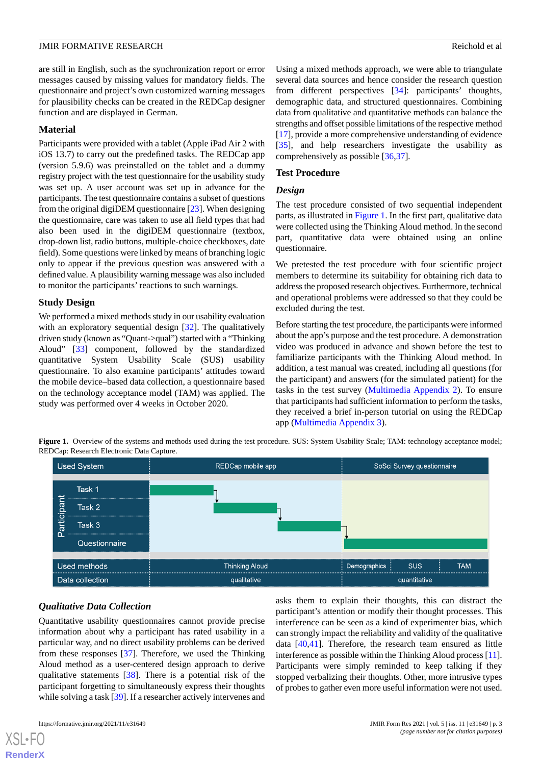are still in English, such as the synchronization report or error messages caused by missing values for mandatory fields. The questionnaire and project's own customized warning messages for plausibility checks can be created in the REDCap designer function and are displayed in German.

## Material

Participants were provided with a tablet (Apple iPad Air 2 with iOS 13.7) to carry out the predefined tasks. The REDCap app (version 5.9.6) was preinstalled on the tablet and a dummy registry project with the test questionnaire for the usability study was set up. A user account was set up in advance for the participants. The test questionnaire contains a subset of questions from the original digiDEM questionnaire [23]. When designing the questionnaire, care was taken to use all field types that had also been used in the digiDEM questionnaire (textbox, drop-down list, radio buttons, multiple-choice checkboxes, date field). Some questions were linked by means of branching logic only to appear if the previous question was answered with a defined value. A plausibility warning message was also included to monitor the participants' reactions to such warnings.

## Study Design

We performed a mixed methods study in our usability evaluation with an exploratory sequential design [32]. The qualitatively driven study (known as "Quant->qual") started with a "Thinking Aloud" [33] component, followed by the standardized quantitative System Usability Scale (SUS) usability questionnaire. To also examine participants' attitudes toward the mobile device–based data collection, a questionnaire based on the technology acceptance model (TAM) was applied. The study was performed over 4 weeks in October 2020.

Using a mixed methods approach, we were able to triangulate several data sources and hence consider the research question from different perspectives [34]: participants' thoughts, demographic data, and structured questionnaires. Combining data from qualitative and quantitative methods can balance the strengths and offset possible limitations of the respective method [17], provide a more comprehensive understanding of evidence [35], and help researchers investigate the usability as comprehensively as possible [36,37].

## Test Procedure

### *Design*

The test procedure consisted of two sequential independent parts, as illustrated in Figure 1. In the first part, qualitative data were collected using the Thinking Aloud method. In the second part, quantitative data were obtained using an online questionnaire.

We pretested the test procedure with four scientific project members to determine its suitability for obtaining rich data to address the proposed research objectives. Furthermore, technical and operational problems were addressed so that they could be excluded during the test.

Before starting the test procedure, the participants were informed about the app's purpose and the test procedure. A demonstration video was produced in advance and shown before the test to familiarize participants with the Thinking Aloud method. In addition, a test manual was created, including all questions (for the participant) and answers (for the simulated patient) for the tasks in the test survey (Multimedia Appendix 2). To ensure that participants had sufficient information to perform the tasks, they received a brief in-person tutorial on using the REDCap app (Multimedia Appendix 3).

**Figure 1.** Overview of the systems and methods used during the test procedure. SUS: System Usability Scale; TAM: technology acceptance model; REDCap: Research Electronic Data Capture.

| Used System | REDCap mobile app | SoSci Survey questionnaire | | |
|---|---|---|---|---|
| Participant: Task 1 | ■ | | | |
| Participant: Task 2 | ■ | | | |
| Participant: Task 3 | ■ | | | |
| Participant: Questionnaire | | ■ | ■ | ■ |
| Used methods | Thinking Aloud | Demographics | SUS | TAM |
| Data collection | qualitative | quantitative | | |

### *Qualitative Data Collection*

Quantitative usability questionnaires cannot provide precise information about why a participant has rated usability in a particular way, and no direct usability problems can be derived from these responses [37]. Therefore, we used the Thinking Aloud method as a user-centered design approach to derive qualitative statements [38]. There is a potential risk of the participant forgetting to simultaneously express their thoughts while solving a task [39]. If a researcher actively intervenes and asks them to explain their thoughts, this can distract the participant's attention or modify their thought processes. This interference can be seen as a kind of experimenter bias, which can strongly impact the reliability and validity of the qualitative data [40,41]. Therefore, the research team ensured as little interference as possible within the Thinking Aloud process [11]. Participants were simply reminded to keep talking if they stopped verbalizing their thoughts. Other, more intrusive types of probes to gather even more useful information were not used.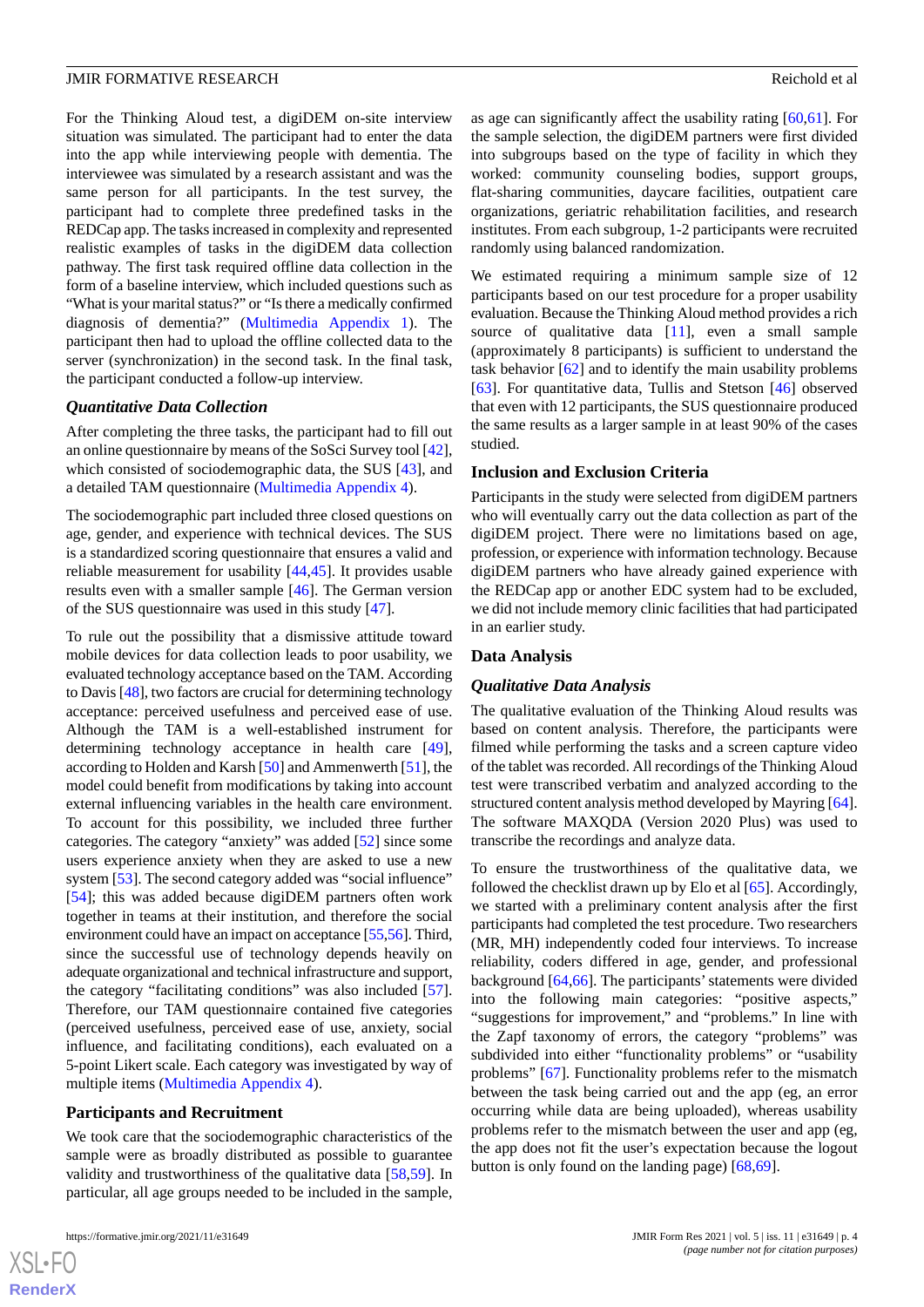For the Thinking Aloud test, a digiDEM on-site interview situation was simulated. The participant had to enter the data into the app while interviewing people with dementia. The interviewee was simulated by a research assistant and was the same person for all participants. In the test survey, the participant had to complete three predefined tasks in the REDCap app. The tasks increased in complexity and represented realistic examples of tasks in the digiDEM data collection pathway. The first task required offline data collection in the form of a baseline interview, which included questions such as "What is your marital status?" or "Is there a medically confirmed diagnosis of dementia?" (Multimedia Appendix 1). The participant then had to upload the offline collected data to the server (synchronization) in the second task. In the final task, the participant conducted a follow-up interview.

### *Quantitative Data Collection*

After completing the three tasks, the participant had to fill out an online questionnaire by means of the SoSci Survey tool [42], which consisted of sociodemographic data, the SUS [43], and a detailed TAM questionnaire (Multimedia Appendix 4).

The sociodemographic part included three closed questions on age, gender, and experience with technical devices. The SUS is a standardized scoring questionnaire that ensures a valid and reliable measurement for usability [44,45]. It provides usable results even with a smaller sample [46]. The German version of the SUS questionnaire was used in this study [47].

To rule out the possibility that a dismissive attitude toward mobile devices for data collection leads to poor usability, we evaluated technology acceptance based on the TAM. According to Davis [48], two factors are crucial for determining technology acceptance: perceived usefulness and perceived ease of use. Although the TAM is a well-established instrument for determining technology acceptance in health care [49], according to Holden and Karsh [50] and Ammenwerth [51], the model could benefit from modifications by taking into account external influencing variables in the health care environment. To account for this possibility, we included three further categories. The category "anxiety" was added [52] since some users experience anxiety when they are asked to use a new system [53]. The second category added was "social influence" [54]; this was added because digiDEM partners often work together in teams at their institution, and therefore the social environment could have an impact on acceptance [55,56]. Third, since the successful use of technology depends heavily on adequate organizational and technical infrastructure and support, the category "facilitating conditions" was also included [57]. Therefore, our TAM questionnaire contained five categories (perceived usefulness, perceived ease of use, anxiety, social influence, and facilitating conditions), each evaluated on a 5-point Likert scale. Each category was investigated by way of multiple items (Multimedia Appendix 4).

### Participants and Recruitment

We took care that the sociodemographic characteristics of the sample were as broadly distributed as possible to guarantee validity and trustworthiness of the qualitative data [58,59]. In particular, all age groups needed to be included in the sample, as age can significantly affect the usability rating [60,61]. For the sample selection, the digiDEM partners were first divided into subgroups based on the type of facility in which they worked: community counseling bodies, support groups, flat-sharing communities, daycare facilities, outpatient care organizations, geriatric rehabilitation facilities, and research institutes. From each subgroup, 1-2 participants were recruited randomly using balanced randomization.

We estimated requiring a minimum sample size of 12 participants based on our test procedure for a proper usability evaluation. Because the Thinking Aloud method provides a rich source of qualitative data [11], even a small sample (approximately 8 participants) is sufficient to understand the task behavior [62] and to identify the main usability problems [63]. For quantitative data, Tullis and Stetson [46] observed that even with 12 participants, the SUS questionnaire produced the same results as a larger sample in at least 90% of the cases studied.

### Inclusion and Exclusion Criteria

Participants in the study were selected from digiDEM partners who will eventually carry out the data collection as part of the digiDEM project. There were no limitations based on age, profession, or experience with information technology. Because digiDEM partners who have already gained experience with the REDCap app or another EDC system had to be excluded, we did not include memory clinic facilities that had participated in an earlier study.

### Data Analysis

### *Qualitative Data Analysis*

The qualitative evaluation of the Thinking Aloud results was based on content analysis. Therefore, the participants were filmed while performing the tasks and a screen capture video of the tablet was recorded. All recordings of the Thinking Aloud test were transcribed verbatim and analyzed according to the structured content analysis method developed by Mayring [64]. The software MAXQDA (Version 2020 Plus) was used to transcribe the recordings and analyze data.

To ensure the trustworthiness of the qualitative data, we followed the checklist drawn up by Elo et al [65]. Accordingly, we started with a preliminary content analysis after the first participants had completed the test procedure. Two researchers (MR, MH) independently coded four interviews. To increase reliability, coders differed in age, gender, and professional background [64,66]. The participants' statements were divided into the following main categories: "positive aspects," "suggestions for improvement," and "problems." In line with the Zapf taxonomy of errors, the category "problems" was subdivided into either "functionality problems" or "usability problems" [67]. Functionality problems refer to the mismatch between the task being carried out and the app (eg, an error occurring while data are being uploaded), whereas usability problems refer to the mismatch between the user and app (eg, the app does not fit the user's expectation because the logout button is only found on the landing page) [68,69].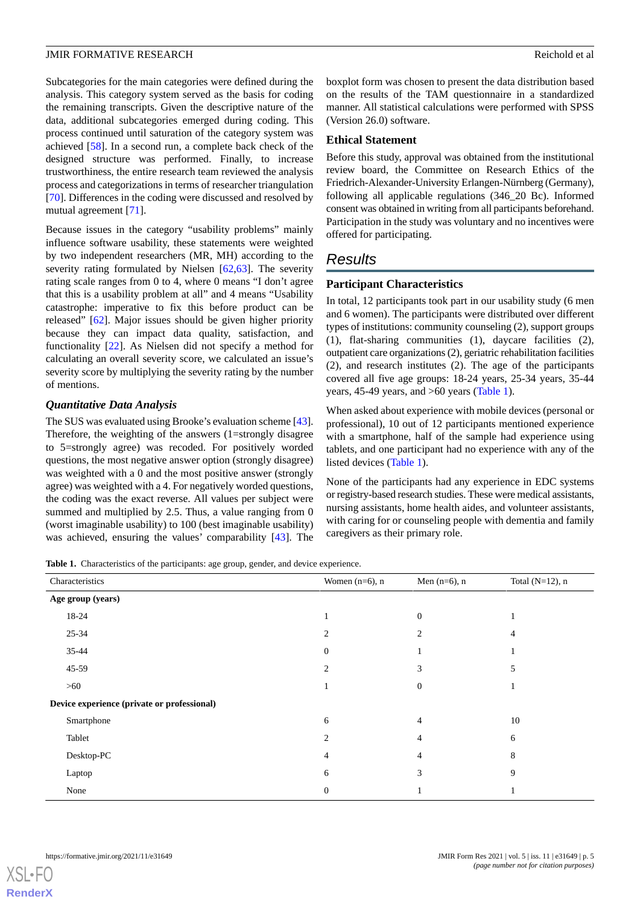Subcategories for the main categories were defined during the analysis. This category system served as the basis for coding the remaining transcripts. Given the descriptive nature of the data, additional subcategories emerged during coding. This process continued until saturation of the category system was achieved [58]. In a second run, a complete back check of the designed structure was performed. Finally, to increase trustworthiness, the entire research team reviewed the analysis process and categorizations in terms of researcher triangulation [70]. Differences in the coding were discussed and resolved by mutual agreement [71].

Because issues in the category "usability problems" mainly influence software usability, these statements were weighted by two independent researchers (MR, MH) according to the severity rating formulated by Nielsen [62,63]. The severity rating scale ranges from 0 to 4, where 0 means "I don't agree that this is a usability problem at all" and 4 means "Usability catastrophe: imperative to fix this before product can be released" [62]. Major issues should be given higher priority because they can impact data quality, satisfaction, and functionality [22]. As Nielsen did not specify a method for calculating an overall severity score, we calculated an issue's severity score by multiplying the severity rating by the number of mentions.

### *Quantitative Data Analysis*

The SUS was evaluated using Brooke's evaluation scheme [43]. Therefore, the weighting of the answers (1=strongly disagree to 5=strongly agree) was recoded. For positively worded questions, the most negative answer option (strongly disagree) was weighted with a 0 and the most positive answer (strongly agree) was weighted with a 4. For negatively worded questions, the coding was the exact reverse. All values per subject were summed and multiplied by 2.5. Thus, a value ranging from 0 (worst imaginable usability) to 100 (best imaginable usability) was achieved, ensuring the values' comparability [43]. The boxplot form was chosen to present the data distribution based on the results of the TAM questionnaire in a standardized manner. All statistical calculations were performed with SPSS (Version 26.0) software.

### Ethical Statement

Before this study, approval was obtained from the institutional review board, the Committee on Research Ethics of the Friedrich-Alexander-University Erlangen-Nürnberg (Germany), following all applicable regulations (346_20 Bc). Informed consent was obtained in writing from all participants beforehand. Participation in the study was voluntary and no incentives were offered for participating.

## *Results*

### Participant Characteristics

In total, 12 participants took part in our usability study (6 men and 6 women). The participants were distributed over different types of institutions: community counseling (2), support groups (1), flat-sharing communities (1), daycare facilities (2), outpatient care organizations (2), geriatric rehabilitation facilities (2), and research institutes (2). The age of the participants covered all five age groups: 18-24 years, 25-34 years, 35-44 years, 45-49 years, and >60 years (Table 1).

When asked about experience with mobile devices (personal or professional), 10 out of 12 participants mentioned experience with a smartphone, half of the sample had experience using tablets, and one participant had no experience with any of the listed devices (Table 1).

None of the participants had any experience in EDC systems or registry-based research studies. These were medical assistants, nursing assistants, home health aides, and volunteer assistants, with caring for or counseling people with dementia and family caregivers as their primary role.

**Table 1.** Characteristics of the participants: age group, gender, and device experience.

| Characteristics | Women (n=6), n | Men (n=6), n | Total (N=12), n |
|---|---|---|---|
| **Age group (years)** | | | |
| 18-24 | 1 | 0 | 1 |
| 25-34 | 2 | 2 | 4 |
| 35-44 | 0 | 1 | 1 |
| 45-59 | 2 | 3 | 5 |
| >60 | 1 | 0 | 1 |
| **Device experience (private or professional)** | | | |
| Smartphone | 6 | 4 | 10 |
| Tablet | 2 | 4 | 6 |
| Desktop-PC | 4 | 4 | 8 |
| Laptop | 6 | 3 | 9 |
| None | 0 | 1 | 1 |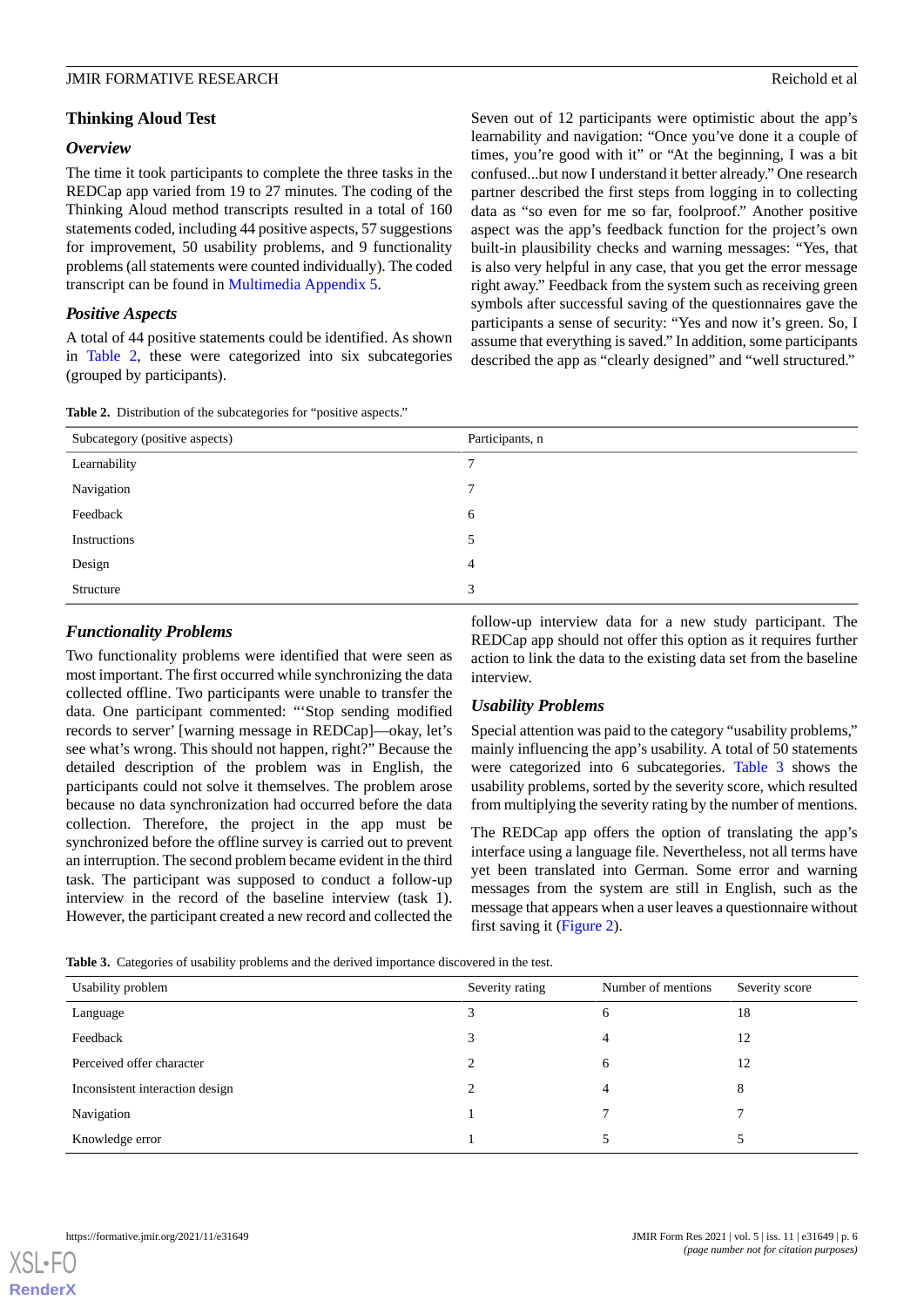## Thinking Aloud Test

### Overview

The time it took participants to complete the three tasks in the REDCap app varied from 19 to 27 minutes. The coding of the Thinking Aloud method transcripts resulted in a total of 160 statements coded, including 44 positive aspects, 57 suggestions for improvement, 50 usability problems, and 9 functionality problems (all statements were counted individually). The coded transcript can be found in Multimedia Appendix 5.

### Positive Aspects

A total of 44 positive statements could be identified. As shown in Table 2, these were categorized into six subcategories (grouped by participants).

Seven out of 12 participants were optimistic about the app's learnability and navigation: "Once you've done it a couple of times, you're good with it" or "At the beginning, I was a bit confused...but now I understand it better already." One research partner described the first steps from logging in to collecting data as "so even for me so far, foolproof." Another positive aspect was the app's feedback function for the project's own built-in plausibility checks and warning messages: "Yes, that is also very helpful in any case, that you get the error message right away." Feedback from the system such as receiving green symbols after successful saving of the questionnaires gave the participants a sense of security: "Yes and now it's green. So, I assume that everything is saved." In addition, some participants described the app as "clearly designed" and "well structured."

**Table 2.** Distribution of the subcategories for "positive aspects."

| Subcategory (positive aspects) | Participants, n |
|---|---|
| Learnability | 7 |
| Navigation | 7 |
| Feedback | 6 |
| Instructions | 5 |
| Design | 4 |
| Structure | 3 |

### Functionality Problems

Two functionality problems were identified that were seen as most important. The first occurred while synchronizing the data collected offline. Two participants were unable to transfer the data. One participant commented: "'Stop sending modified records to server' [warning message in REDCap]—okay, let's see what's wrong. This should not happen, right?" Because the detailed description of the problem was in English, the participants could not solve it themselves. The problem arose because no data synchronization had occurred before the data collection. Therefore, the project in the app must be synchronized before the offline survey is carried out to prevent an interruption. The second problem became evident in the third task. The participant was supposed to conduct a follow-up interview in the record of the baseline interview (task 1). However, the participant created a new record and collected the follow-up interview data for a new study participant. The REDCap app should not offer this option as it requires further action to link the data to the existing data set from the baseline interview.

### Usability Problems

Special attention was paid to the category "usability problems," mainly influencing the app's usability. A total of 50 statements were categorized into 6 subcategories. Table 3 shows the usability problems, sorted by the severity score, which resulted from multiplying the severity rating by the number of mentions.

The REDCap app offers the option of translating the app's interface using a language file. Nevertheless, not all terms have yet been translated into German. Some error and warning messages from the system are still in English, such as the message that appears when a user leaves a questionnaire without first saving it (Figure 2).

**Table 3.** Categories of usability problems and the derived importance discovered in the test.

| Usability problem | Severity rating | Number of mentions | Severity score |
|---|---|---|---|
| Language | 3 | 6 | 18 |
| Feedback | 3 | 4 | 12 |
| Perceived offer character | 2 | 6 | 12 |
| Inconsistent interaction design | 2 | 4 | 8 |
| Navigation | 1 | 7 | 7 |
| Knowledge error | 1 | 5 | 5 |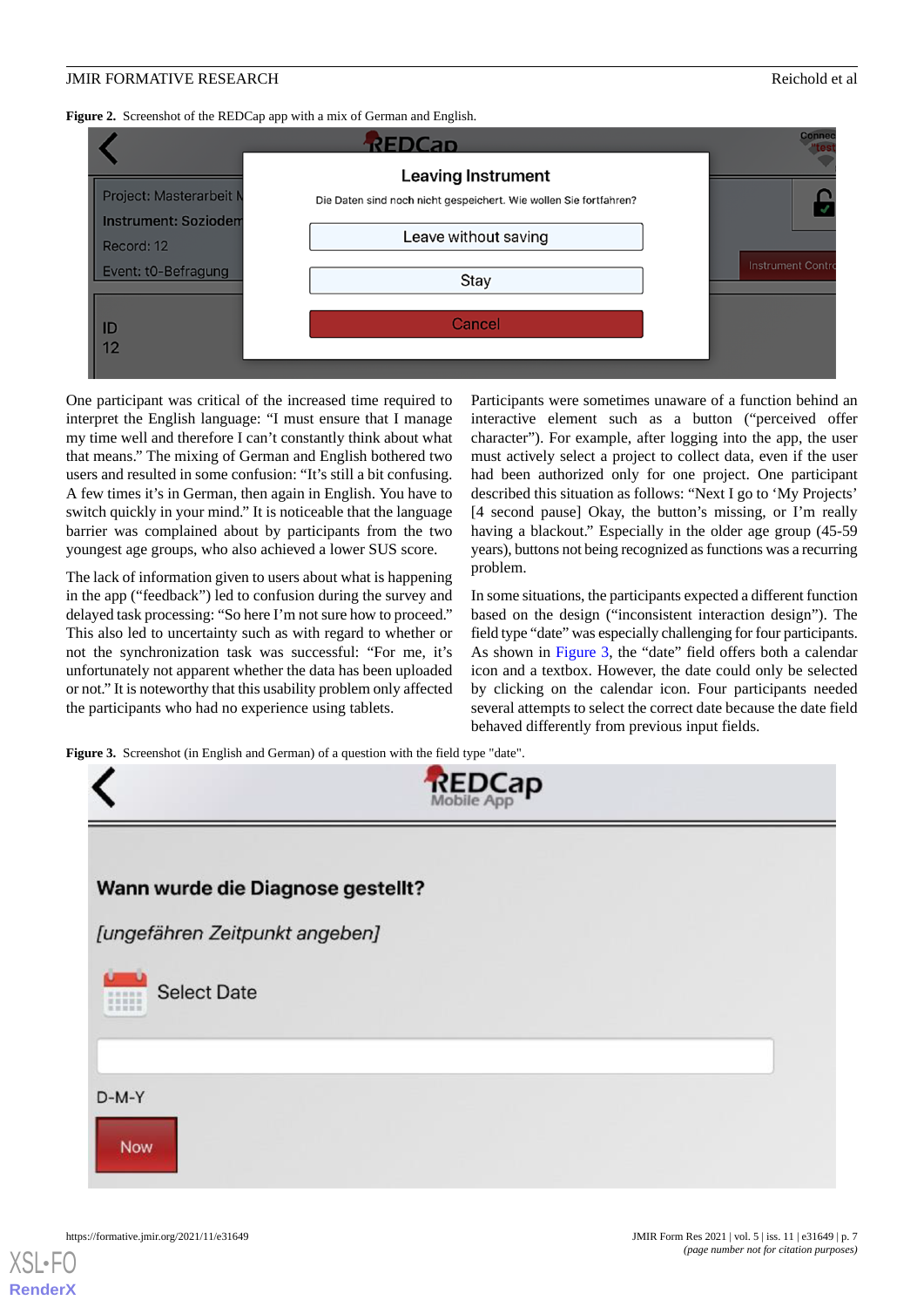**Figure 2.** Screenshot of the REDCap app with a mix of German and English.

One participant was critical of the increased time required to interpret the English language: "I must ensure that I manage my time well and therefore I can't constantly think about what that means." The mixing of German and English bothered two users and resulted in some confusion: "It's still a bit confusing. A few times it's in German, then again in English. You have to switch quickly in your mind." It is noticeable that the language barrier was complained about by participants from the two youngest age groups, who also achieved a lower SUS score.

The lack of information given to users about what is happening in the app ("feedback") led to confusion during the survey and delayed task processing: "So here I'm not sure how to proceed." This also led to uncertainty such as with regard to whether or not the synchronization task was successful: "For me, it's unfortunately not apparent whether the data has been uploaded or not." It is noteworthy that this usability problem only affected the participants who had no experience using tablets.

Participants were sometimes unaware of a function behind an interactive element such as a button ("perceived offer character"). For example, after logging into the app, the user must actively select a project to collect data, even if the user had been authorized only for one project. One participant described this situation as follows: "Next I go to 'My Projects' [4 second pause] Okay, the button's missing, or I'm really having a blackout." Especially in the older age group (45-59 years), buttons not being recognized as functions was a recurring problem.

In some situations, the participants expected a different function based on the design ("inconsistent interaction design"). The field type "date" was especially challenging for four participants. As shown in Figure 3, the "date" field offers both a calendar icon and a textbox. However, the date could only be selected by clicking on the calendar icon. Four participants needed several attempts to select the correct date because the date field behaved differently from previous input fields.

**Figure 3.** Screenshot (in English and German) of a question with the field type "date".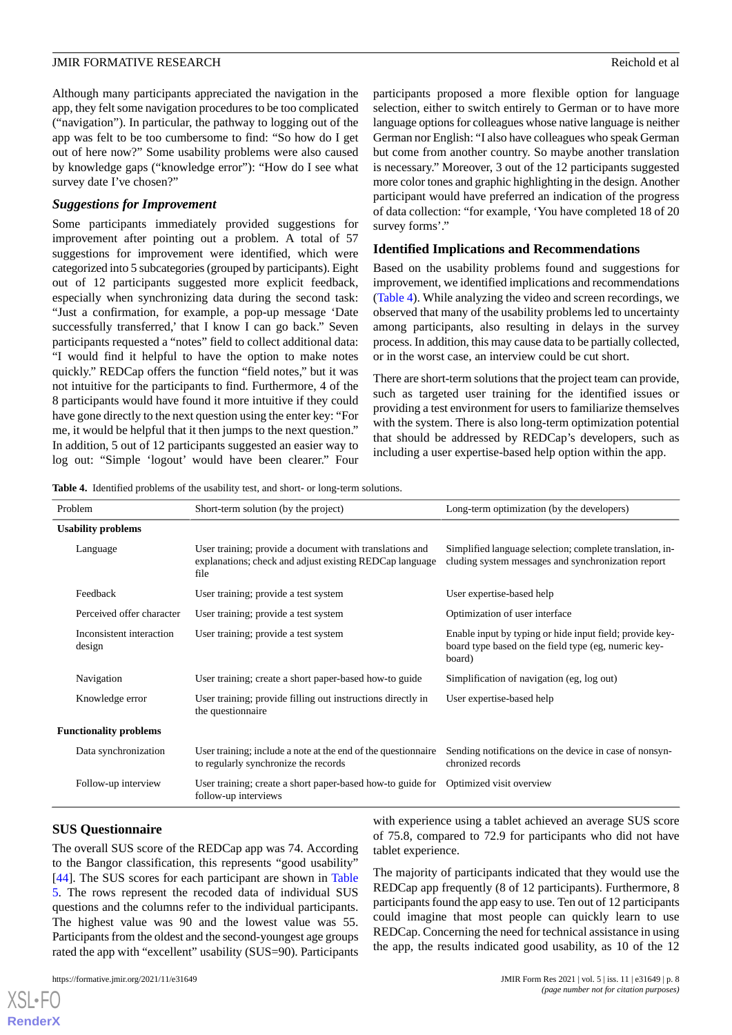Although many participants appreciated the navigation in the app, they felt some navigation procedures to be too complicated ("navigation"). In particular, the pathway to logging out of the app was felt to be too cumbersome to find: "So how do I get out of here now?" Some usability problems were also caused by knowledge gaps ("knowledge error"): "How do I see what survey date I've chosen?"

### *Suggestions for Improvement*

Some participants immediately provided suggestions for improvement after pointing out a problem. A total of 57 suggestions for improvement were identified, which were categorized into 5 subcategories (grouped by participants). Eight out of 12 participants suggested more explicit feedback, especially when synchronizing data during the second task: "Just a confirmation, for example, a pop-up message 'Date successfully transferred,' that I know I can go back." Seven participants requested a "notes" field to collect additional data: "I would find it helpful to have the option to make notes quickly." REDCap offers the function "field notes," but it was not intuitive for the participants to find. Furthermore, 4 of the 8 participants would have found it more intuitive if they could have gone directly to the next question using the enter key: "For me, it would be helpful that it then jumps to the next question." In addition, 5 out of 12 participants suggested an easier way to log out: "Simple 'logout' would have been clearer." Four participants proposed a more flexible option for language selection, either to switch entirely to German or to have more language options for colleagues whose native language is neither German nor English: "I also have colleagues who speak German but come from another country. So maybe another translation is necessary." Moreover, 3 out of the 12 participants suggested more color tones and graphic highlighting in the design. Another participant would have preferred an indication of the progress of data collection: "for example, 'You have completed 18 of 20 survey forms'."

### Identified Implications and Recommendations

Based on the usability problems found and suggestions for improvement, we identified implications and recommendations (Table 4). While analyzing the video and screen recordings, we observed that many of the usability problems led to uncertainty among participants, also resulting in delays in the survey process. In addition, this may cause data to be partially collected, or in the worst case, an interview could be cut short.

There are short-term solutions that the project team can provide, such as targeted user training for the identified issues or providing a test environment for users to familiarize themselves with the system. There is also long-term optimization potential that should be addressed by REDCap's developers, such as including a user expertise-based help option within the app.

**Table 4.** Identified problems of the usability test, and short- or long-term solutions.

| Problem | Short-term solution (by the project) | Long-term optimization (by the developers) |
|---|---|---|
| **Usability problems** | | |
| Language | User training; provide a document with translations and explanations; check and adjust existing REDCap language file | Simplified language selection; complete translation, including system messages and synchronization report |
| Feedback | User training; provide a test system | User expertise-based help |
| Perceived offer character | User training; provide a test system | Optimization of user interface |
| Inconsistent interaction design | User training; provide a test system | Enable input by typing or hide input field; provide keyboard type based on the field type (eg, numeric keyboard) |
| Navigation | User training; create a short paper-based how-to guide | Simplification of navigation (eg, log out) |
| Knowledge error | User training; provide filling out instructions directly in the questionnaire | User expertise-based help |
| **Functionality problems** | | |
| Data synchronization | User training; include a note at the end of the questionnaire to regularly synchronize the records | Sending notifications on the device in case of nonsynchronized records |
| Follow-up interview | User training; create a short paper-based how-to guide for follow-up interviews | Optimized visit overview |

### SUS Questionnaire

The overall SUS score of the REDCap app was 74. According to the Bangor classification, this represents "good usability" [44]. The SUS scores for each participant are shown in Table 5. The rows represent the recoded data of individual SUS questions and the columns refer to the individual participants. The highest value was 90 and the lowest value was 55. Participants from the oldest and the second-youngest age groups rated the app with "excellent" usability (SUS=90). Participants with experience using a tablet achieved an average SUS score of 75.8, compared to 72.9 for participants who did not have tablet experience.

The majority of participants indicated that they would use the REDCap app frequently (8 of 12 participants). Furthermore, 8 participants found the app easy to use. Ten out of 12 participants could imagine that most people can quickly learn to use REDCap. Concerning the need for technical assistance in using the app, the results indicated good usability, as 10 of the 12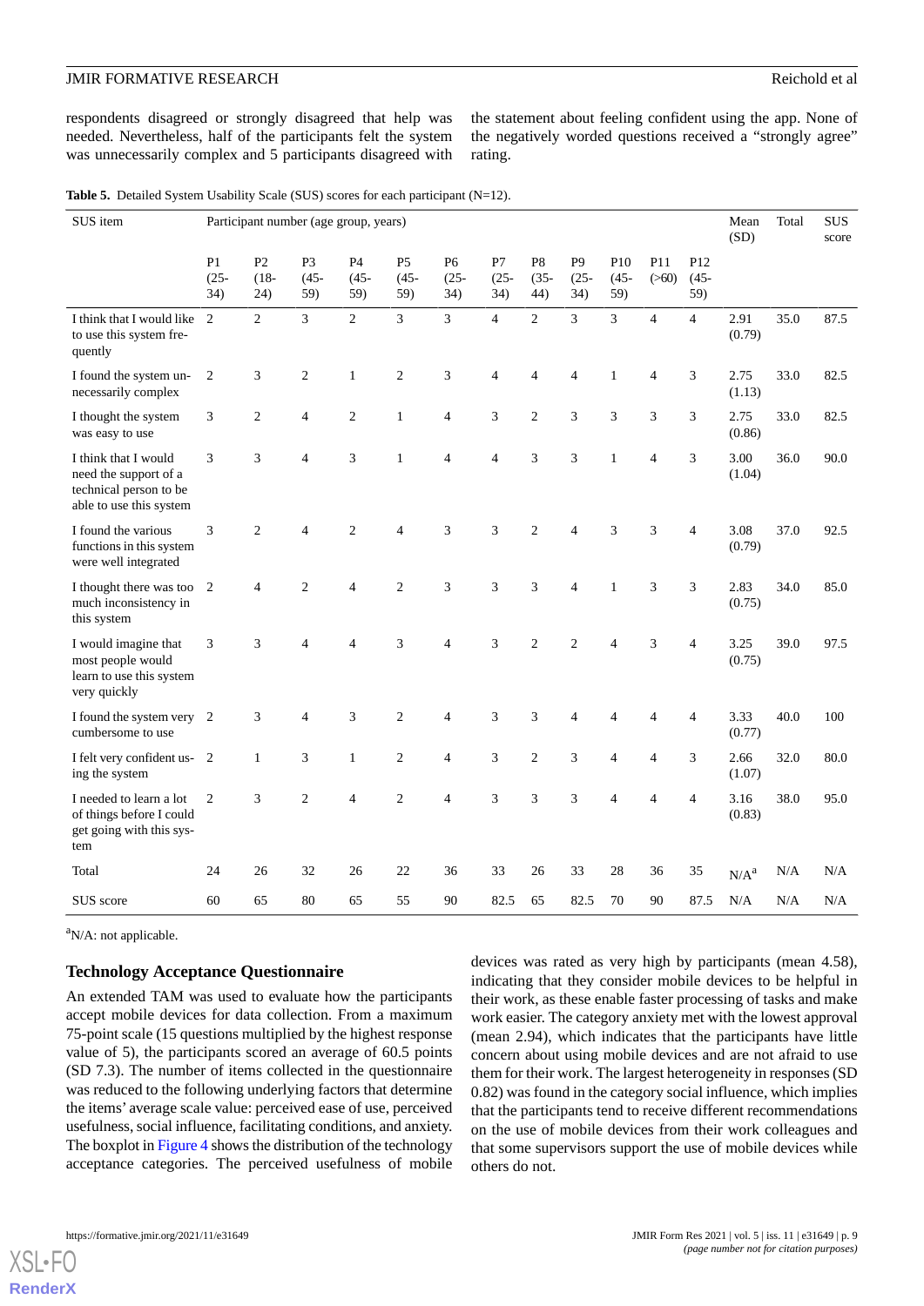respondents disagreed or strongly disagreed that help was needed. Nevertheless, half of the participants felt the system was unnecessarily complex and 5 participants disagreed with the statement about feeling confident using the app. None of the negatively worded questions received a "strongly agree" rating.

**Table 5.** Detailed System Usability Scale (SUS) scores for each participant (N=12).

| SUS item | Participant number (age group, years) | | | | | | | | | | | | Mean (SD) | Total | SUS score |
|---|---|---|---|---|---|---|---|---|---|---|---|---|---|---|---|
| | P1 (25-34) | P2 (18-24) | P3 (45-59) | P4 (45-59) | P5 (45-59) | P6 (25-34) | P7 (25-34) | P8 (35-44) | P9 (25-34) | P10 (45-59) | P11 (>60) | P12 (45-59) | | | |
| I think that I would like to use this system frequently | 2 | 2 | 3 | 2 | 3 | 3 | 4 | 2 | 3 | 3 | 4 | 4 | 2.91 (0.79) | 35.0 | 87.5 |
| I found the system unnecessarily complex | 2 | 3 | 2 | 1 | 2 | 3 | 4 | 4 | 4 | 1 | 4 | 3 | 2.75 (1.13) | 33.0 | 82.5 |
| I thought the system was easy to use | 3 | 2 | 4 | 2 | 1 | 4 | 3 | 2 | 3 | 3 | 3 | 3 | 2.75 (0.86) | 33.0 | 82.5 |
| I think that I would need the support of a technical person to be able to use this system | 3 | 3 | 4 | 3 | 1 | 4 | 4 | 3 | 3 | 1 | 4 | 3 | 3.00 (1.04) | 36.0 | 90.0 |
| I found the various functions in this system were well integrated | 3 | 2 | 4 | 2 | 4 | 3 | 3 | 2 | 4 | 3 | 3 | 4 | 3.08 (0.79) | 37.0 | 92.5 |
| I thought there was too much inconsistency in this system | 2 | 4 | 2 | 4 | 2 | 3 | 3 | 3 | 4 | 1 | 3 | 3 | 2.83 (0.75) | 34.0 | 85.0 |
| I would imagine that most people would learn to use this system very quickly | 3 | 3 | 4 | 4 | 3 | 4 | 3 | 2 | 2 | 4 | 3 | 4 | 3.25 (0.75) | 39.0 | 97.5 |
| I found the system very cumbersome to use | 2 | 3 | 4 | 3 | 2 | 4 | 3 | 3 | 4 | 4 | 4 | 4 | 3.33 (0.77) | 40.0 | 100 |
| I felt very confident using the system | 2 | 1 | 3 | 1 | 2 | 4 | 3 | 2 | 3 | 4 | 4 | 3 | 2.66 (1.07) | 32.0 | 80.0 |
| I needed to learn a lot of things before I could get going with this system | 2 | 3 | 2 | 4 | 2 | 4 | 3 | 3 | 3 | 4 | 4 | 4 | 3.16 (0.83) | 38.0 | 95.0 |
| Total | 24 | 26 | 32 | 26 | 22 | 36 | 33 | 26 | 33 | 28 | 36 | 35 | N/A[a] | N/A | N/A |
| SUS score | 60 | 65 | 80 | 65 | 55 | 90 | 82.5 | 65 | 82.5 | 70 | 90 | 87.5 | N/A | N/A | N/A |

[a]N/A: not applicable.

### Technology Acceptance Questionnaire

An extended TAM was used to evaluate how the participants accept mobile devices for data collection. From a maximum 75-point scale (15 questions multiplied by the highest response value of 5), the participants scored an average of 60.5 points (SD 7.3). The number of items collected in the questionnaire was reduced to the following underlying factors that determine the items' average scale value: perceived ease of use, perceived usefulness, social influence, facilitating conditions, and anxiety. The boxplot in Figure 4 shows the distribution of the technology acceptance categories. The perceived usefulness of mobile devices was rated as very high by participants (mean 4.58), indicating that they consider mobile devices to be helpful in their work, as these enable faster processing of tasks and make work easier. The category anxiety met with the lowest approval (mean 2.94), which indicates that the participants have little concern about using mobile devices and are not afraid to use them for their work. The largest heterogeneity in responses (SD 0.82) was found in the category social influence, which implies that the participants tend to receive different recommendations on the use of mobile devices from their work colleagues and that some supervisors support the use of mobile devices while others do not.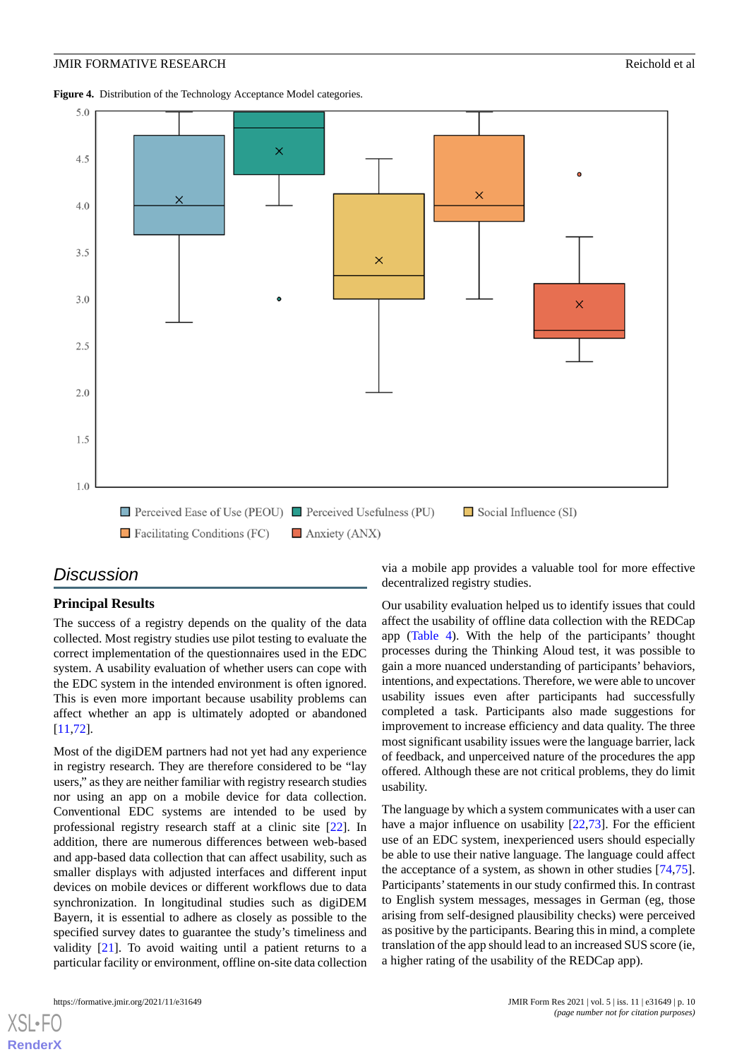**Figure 4.** Distribution of the Technology Acceptance Model categories.

## Discussion

### Principal Results

The success of a registry depends on the quality of the data collected. Most registry studies use pilot testing to evaluate the correct implementation of the questionnaires used in the EDC system. A usability evaluation of whether users can cope with the EDC system in the intended environment is often ignored. This is even more important because usability problems can affect whether an app is ultimately adopted or abandoned [11,72].

Most of the digiDEM partners had not yet had any experience in registry research. They are therefore considered to be "lay users," as they are neither familiar with registry research studies nor using an app on a mobile device for data collection. Conventional EDC systems are intended to be used by professional registry research staff at a clinic site [22]. In addition, there are numerous differences between web-based and app-based data collection that can affect usability, such as smaller displays with adjusted interfaces and different input devices on mobile devices or different workflows due to data synchronization. In longitudinal studies such as digiDEM Bayern, it is essential to adhere as closely as possible to the specified survey dates to guarantee the study's timeliness and validity [21]. To avoid waiting until a patient returns to a particular facility or environment, offline on-site data collection via a mobile app provides a valuable tool for more effective decentralized registry studies.

Our usability evaluation helped us to identify issues that could affect the usability of offline data collection with the REDCap app (Table 4). With the help of the participants' thought processes during the Thinking Aloud test, it was possible to gain a more nuanced understanding of participants' behaviors, intentions, and expectations. Therefore, we were able to uncover usability issues even after participants had successfully completed a task. Participants also made suggestions for improvement to increase efficiency and data quality. The three most significant usability issues were the language barrier, lack of feedback, and unperceived nature of the procedures the app offered. Although these are not critical problems, they do limit usability.

The language by which a system communicates with a user can have a major influence on usability [22,73]. For the efficient use of an EDC system, inexperienced users should especially be able to use their native language. The language could affect the acceptance of a system, as shown in other studies [74,75]. Participants' statements in our study confirmed this. In contrast to English system messages, messages in German (eg, those arising from self-designed plausibility checks) were perceived as positive by the participants. Bearing this in mind, a complete translation of the app should lead to an increased SUS score (ie, a higher rating of the usability of the REDCap app).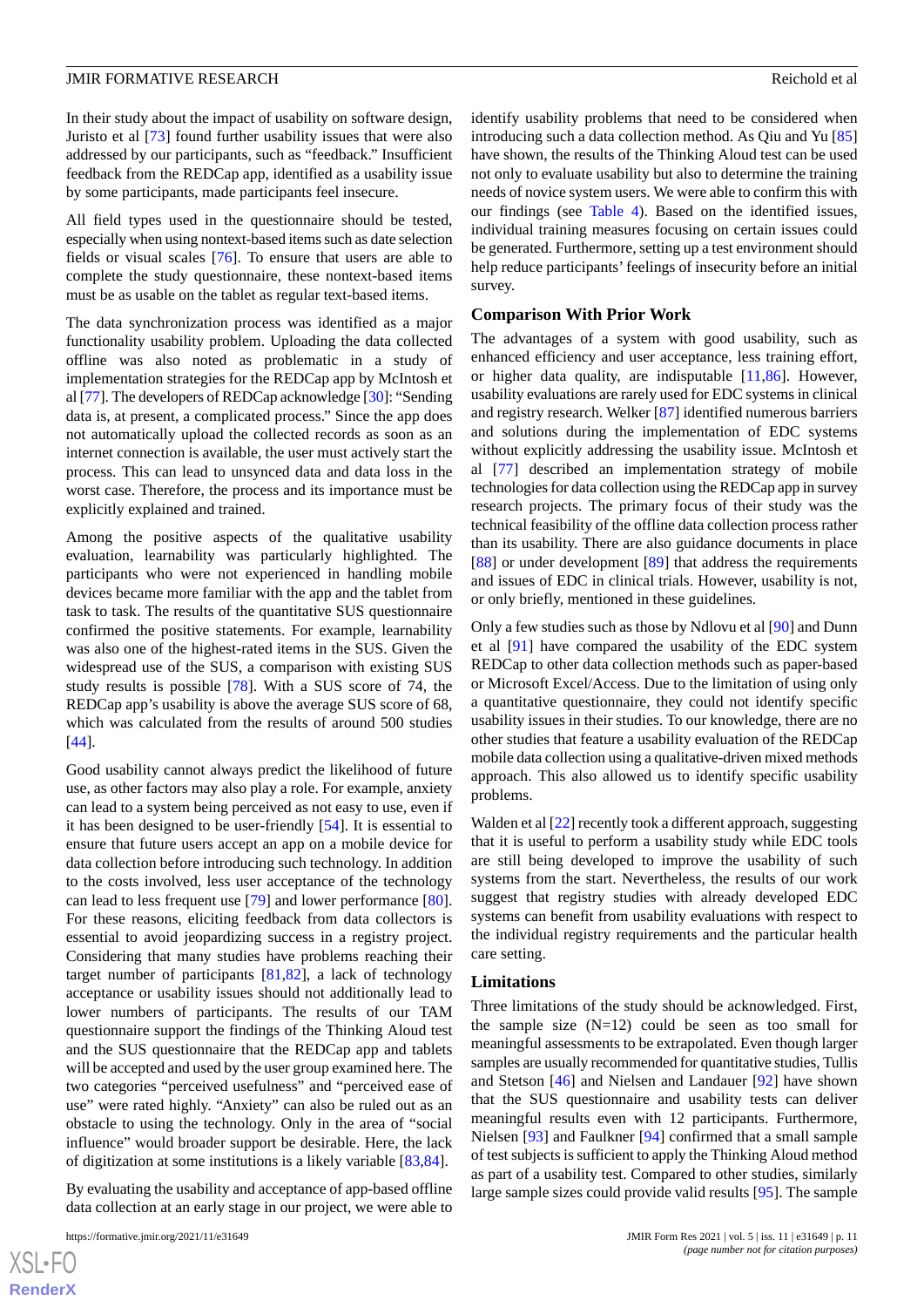In their study about the impact of usability on software design, Juristo et al [73] found further usability issues that were also addressed by our participants, such as "feedback." Insufficient feedback from the REDCap app, identified as a usability issue by some participants, made participants feel insecure.

All field types used in the questionnaire should be tested, especially when using nontext-based items such as date selection fields or visual scales [76]. To ensure that users are able to complete the study questionnaire, these nontext-based items must be as usable on the tablet as regular text-based items.

The data synchronization process was identified as a major functionality usability problem. Uploading the data collected offline was also noted as problematic in a study of implementation strategies for the REDCap app by McIntosh et al [77]. The developers of REDCap acknowledge [30]: "Sending data is, at present, a complicated process." Since the app does not automatically upload the collected records as soon as an internet connection is available, the user must actively start the process. This can lead to unsynced data and data loss in the worst case. Therefore, the process and its importance must be explicitly explained and trained.

Among the positive aspects of the qualitative usability evaluation, learnability was particularly highlighted. The participants who were not experienced in handling mobile devices became more familiar with the app and the tablet from task to task. The results of the quantitative SUS questionnaire confirmed the positive statements. For example, learnability was also one of the highest-rated items in the SUS. Given the widespread use of the SUS, a comparison with existing SUS study results is possible [78]. With a SUS score of 74, the REDCap app's usability is above the average SUS score of 68, which was calculated from the results of around 500 studies [44].

Good usability cannot always predict the likelihood of future use, as other factors may also play a role. For example, anxiety can lead to a system being perceived as not easy to use, even if it has been designed to be user-friendly [54]. It is essential to ensure that future users accept an app on a mobile device for data collection before introducing such technology. In addition to the costs involved, less user acceptance of the technology can lead to less frequent use [79] and lower performance [80]. For these reasons, eliciting feedback from data collectors is essential to avoid jeopardizing success in a registry project. Considering that many studies have problems reaching their target number of participants [81,82], a lack of technology acceptance or usability issues should not additionally lead to lower numbers of participants. The results of our TAM questionnaire support the findings of the Thinking Aloud test and the SUS questionnaire that the REDCap app and tablets will be accepted and used by the user group examined here. The two categories "perceived usefulness" and "perceived ease of use" were rated highly. "Anxiety" can also be ruled out as an obstacle to using the technology. Only in the area of "social influence" would broader support be desirable. Here, the lack of digitization at some institutions is a likely variable [83,84].

By evaluating the usability and acceptance of app-based offline data collection at an early stage in our project, we were able to identify usability problems that need to be considered when introducing such a data collection method. As Qiu and Yu [85] have shown, the results of the Thinking Aloud test can be used not only to evaluate usability but also to determine the training needs of novice system users. We were able to confirm this with our findings (see Table 4). Based on the identified issues, individual training measures focusing on certain issues could be generated. Furthermore, setting up a test environment should help reduce participants' feelings of insecurity before an initial survey.

## Comparison With Prior Work

The advantages of a system with good usability, such as enhanced efficiency and user acceptance, less training effort, or higher data quality, are indisputable [11,86]. However, usability evaluations are rarely used for EDC systems in clinical and registry research. Welker [87] identified numerous barriers and solutions during the implementation of EDC systems without explicitly addressing the usability issue. McIntosh et al [77] described an implementation strategy of mobile technologies for data collection using the REDCap app in survey research projects. The primary focus of their study was the technical feasibility of the offline data collection process rather than its usability. There are also guidance documents in place [88] or under development [89] that address the requirements and issues of EDC in clinical trials. However, usability is not, or only briefly, mentioned in these guidelines.

Only a few studies such as those by Ndlovu et al [90] and Dunn et al [91] have compared the usability of the EDC system REDCap to other data collection methods such as paper-based or Microsoft Excel/Access. Due to the limitation of using only a quantitative questionnaire, they could not identify specific usability issues in their studies. To our knowledge, there are no other studies that feature a usability evaluation of the REDCap mobile data collection using a qualitative-driven mixed methods approach. This also allowed us to identify specific usability problems.

Walden et al [22] recently took a different approach, suggesting that it is useful to perform a usability study while EDC tools are still being developed to improve the usability of such systems from the start. Nevertheless, the results of our work suggest that registry studies with already developed EDC systems can benefit from usability evaluations with respect to the individual registry requirements and the particular health care setting.

## Limitations

Three limitations of the study should be acknowledged. First, the sample size (N=12) could be seen as too small for meaningful assessments to be extrapolated. Even though larger samples are usually recommended for quantitative studies, Tullis and Stetson [46] and Nielsen and Landauer [92] have shown that the SUS questionnaire and usability tests can deliver meaningful results even with 12 participants. Furthermore, Nielsen [93] and Faulkner [94] confirmed that a small sample of test subjects is sufficient to apply the Thinking Aloud method as part of a usability test. Compared to other studies, similarly large sample sizes could provide valid results [95]. The sample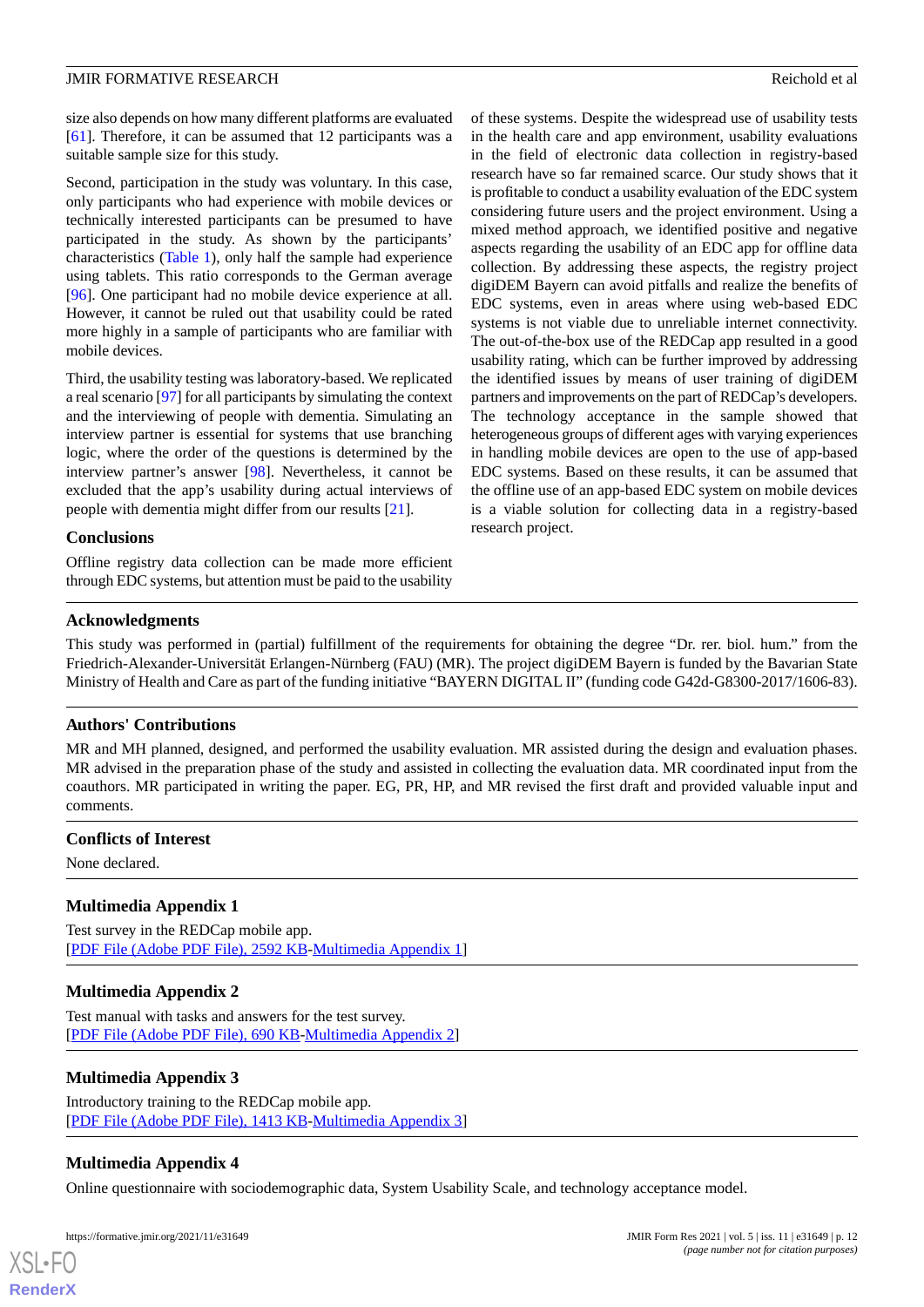size also depends on how many different platforms are evaluated [61]. Therefore, it can be assumed that 12 participants was a suitable sample size for this study.

Second, participation in the study was voluntary. In this case, only participants who had experience with mobile devices or technically interested participants can be presumed to have participated in the study. As shown by the participants' characteristics (Table 1), only half the sample had experience using tablets. This ratio corresponds to the German average [96]. One participant had no mobile device experience at all. However, it cannot be ruled out that usability could be rated more highly in a sample of participants who are familiar with mobile devices.

Third, the usability testing was laboratory-based. We replicated a real scenario [97] for all participants by simulating the context and the interviewing of people with dementia. Simulating an interview partner is essential for systems that use branching logic, where the order of the questions is determined by the interview partner's answer [98]. Nevertheless, it cannot be excluded that the app's usability during actual interviews of people with dementia might differ from our results [21].

### Conclusions

Offline registry data collection can be made more efficient through EDC systems, but attention must be paid to the usability of these systems. Despite the widespread use of usability tests in the health care and app environment, usability evaluations in the field of electronic data collection in registry-based research have so far remained scarce. Our study shows that it is profitable to conduct a usability evaluation of the EDC system considering future users and the project environment. Using a mixed method approach, we identified positive and negative aspects regarding the usability of an EDC app for offline data collection. By addressing these aspects, the registry project digiDEM Bayern can avoid pitfalls and realize the benefits of EDC systems, even in areas where using web-based EDC systems is not viable due to unreliable internet connectivity. The out-of-the-box use of the REDCap app resulted in a good usability rating, which can be further improved by addressing the identified issues by means of user training of digiDEM partners and improvements on the part of REDCap's developers. The technology acceptance in the sample showed that heterogeneous groups of different ages with varying experiences in handling mobile devices are open to the use of app-based EDC systems. Based on these results, it can be assumed that the offline use of an app-based EDC system on mobile devices is a viable solution for collecting data in a registry-based research project.

## Acknowledgments

This study was performed in (partial) fulfillment of the requirements for obtaining the degree "Dr. rer. biol. hum." from the Friedrich-Alexander-Universität Erlangen-Nürnberg (FAU) (MR). The project digiDEM Bayern is funded by the Bavarian State Ministry of Health and Care as part of the funding initiative "BAYERN DIGITAL II" (funding code G42d-G8300-2017/1606-83).

## Authors' Contributions

MR and MH planned, designed, and performed the usability evaluation. MR assisted during the design and evaluation phases. MR advised in the preparation phase of the study and assisted in collecting the evaluation data. MR coordinated input from the coauthors. MR participated in writing the paper. EG, PR, HP, and MR revised the first draft and provided valuable input and comments.

## Conflicts of Interest

None declared.

## Multimedia Appendix 1

Test survey in the REDCap mobile app.
[PDF File (Adobe PDF File), 2592 KB-Multimedia Appendix 1]

## Multimedia Appendix 2

Test manual with tasks and answers for the test survey.
[PDF File (Adobe PDF File), 690 KB-Multimedia Appendix 2]

## Multimedia Appendix 3

Introductory training to the REDCap mobile app.
[PDF File (Adobe PDF File), 1413 KB-Multimedia Appendix 3]

## Multimedia Appendix 4

Online questionnaire with sociodemographic data, System Usability Scale, and technology acceptance model.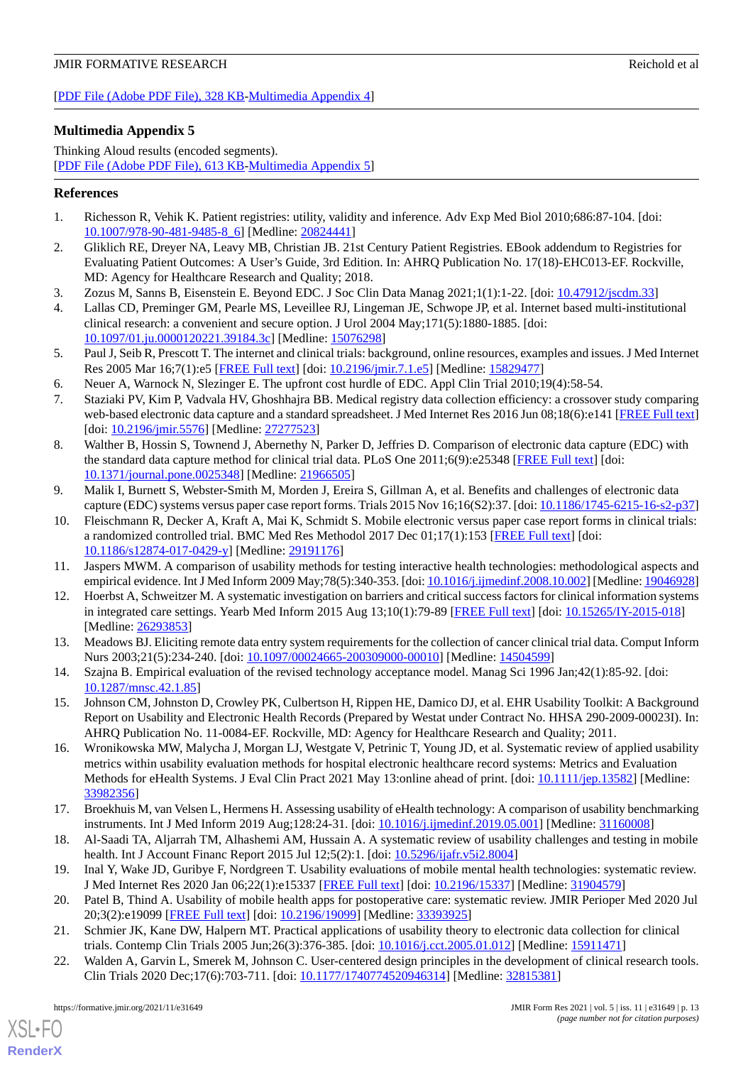[PDF File (Adobe PDF File), 328 KB-Multimedia Appendix 4]

## Multimedia Appendix 5

Thinking Aloud results (encoded segments).
[PDF File (Adobe PDF File), 613 KB-Multimedia Appendix 5]

## References

1. Richesson R, Vehik K. Patient registries: utility, validity and inference. Adv Exp Med Biol 2010;686:87-104. [doi: 10.1007/978-90-481-9485-8_6] [Medline: 20824441]
2. Gliklich RE, Dreyer NA, Leavy MB, Christian JB. 21st Century Patient Registries. EBook addendum to Registries for Evaluating Patient Outcomes: A User's Guide, 3rd Edition. In: AHRQ Publication No. 17(18)-EHC013-EF. Rockville, MD: Agency for Healthcare Research and Quality; 2018.
3. Zozus M, Sanns B, Eisenstein E. Beyond EDC. J Soc Clin Data Manag 2021;1(1):1-22. [doi: 10.47912/jscdm.33]
4. Lallas CD, Preminger GM, Pearle MS, Leveillee RJ, Lingeman JE, Schwope JP, et al. Internet based multi-institutional clinical research: a convenient and secure option. J Urol 2004 May;171(5):1880-1885. [doi: 10.1097/01.ju.0000120221.39184.3c] [Medline: 15076298]
5. Paul J, Seib R, Prescott T. The internet and clinical trials: background, online resources, examples and issues. J Med Internet Res 2005 Mar 16;7(1):e5 [FREE Full text] [doi: 10.2196/jmir.7.1.e5] [Medline: 15829477]
6. Neuer A, Warnock N, Slezinger E. The upfront cost hurdle of EDC. Appl Clin Trial 2010;19(4):58-54.
7. Staziaki PV, Kim P, Vadvala HV, Ghoshhajra BB. Medical registry data collection efficiency: a crossover study comparing web-based electronic data capture and a standard spreadsheet. J Med Internet Res 2016 Jun 08;18(6):e141 [FREE Full text] [doi: 10.2196/jmir.5576] [Medline: 27277523]
8. Walther B, Hossin S, Townend J, Abernethy N, Parker D, Jeffries D. Comparison of electronic data capture (EDC) with the standard data capture method for clinical trial data. PLoS One 2011;6(9):e25348 [FREE Full text] [doi: 10.1371/journal.pone.0025348] [Medline: 21966505]
9. Malik I, Burnett S, Webster-Smith M, Morden J, Ereira S, Gillman A, et al. Benefits and challenges of electronic data capture (EDC) systems versus paper case report forms. Trials 2015 Nov 16;16(S2):37. [doi: 10.1186/1745-6215-16-s2-p37]
10. Fleischmann R, Decker A, Kraft A, Mai K, Schmidt S. Mobile electronic versus paper case report forms in clinical trials: a randomized controlled trial. BMC Med Res Methodol 2017 Dec 01;17(1):153 [FREE Full text] [doi: 10.1186/s12874-017-0429-y] [Medline: 29191176]
11. Jaspers MWM. A comparison of usability methods for testing interactive health technologies: methodological aspects and empirical evidence. Int J Med Inform 2009 May;78(5):340-353. [doi: 10.1016/j.ijmedinf.2008.10.002] [Medline: 19046928]
12. Hoerbst A, Schweitzer M. A systematic investigation on barriers and critical success factors for clinical information systems in integrated care settings. Yearb Med Inform 2015 Aug 13;10(1):79-89 [FREE Full text] [doi: 10.15265/IY-2015-018] [Medline: 26293853]
13. Meadows BJ. Eliciting remote data entry system requirements for the collection of cancer clinical trial data. Comput Inform Nurs 2003;21(5):234-240. [doi: 10.1097/00024665-200309000-00010] [Medline: 14504599]
14. Szajna B. Empirical evaluation of the revised technology acceptance model. Manag Sci 1996 Jan;42(1):85-92. [doi: 10.1287/mnsc.42.1.85]
15. Johnson CM, Johnston D, Crowley PK, Culbertson H, Rippen HE, Damico DJ, et al. EHR Usability Toolkit: A Background Report on Usability and Electronic Health Records (Prepared by Westat under Contract No. HHSA 290-2009-00023I). In: AHRQ Publication No. 11-0084-EF. Rockville, MD: Agency for Healthcare Research and Quality; 2011.
16. Wronikowska MW, Malycha J, Morgan LJ, Westgate V, Petrinic T, Young JD, et al. Systematic review of applied usability metrics within usability evaluation methods for hospital electronic healthcare record systems: Metrics and Evaluation Methods for eHealth Systems. J Eval Clin Pract 2021 May 13:online ahead of print. [doi: 10.1111/jep.13582] [Medline: 33982356]
17. Broekhuis M, van Velsen L, Hermens H. Assessing usability of eHealth technology: A comparison of usability benchmarking instruments. Int J Med Inform 2019 Aug;128:24-31. [doi: 10.1016/j.ijmedinf.2019.05.001] [Medline: 31160008]
18. Al-Saadi TA, Aljarrah TM, Alhashemi AM, Hussain A. A systematic review of usability challenges and testing in mobile health. Int J Account Financ Report 2015 Jul 12;5(2):1. [doi: 10.5296/ijafr.v5i2.8004]
19. Inal Y, Wake JD, Guribye F, Nordgreen T. Usability evaluations of mobile mental health technologies: systematic review. J Med Internet Res 2020 Jan 06;22(1):e15337 [FREE Full text] [doi: 10.2196/15337] [Medline: 31904579]
20. Patel B, Thind A. Usability of mobile health apps for postoperative care: systematic review. JMIR Perioper Med 2020 Jul 20;3(2):e19099 [FREE Full text] [doi: 10.2196/19099] [Medline: 33393925]
21. Schmier JK, Kane DW, Halpern MT. Practical applications of usability theory to electronic data collection for clinical trials. Contemp Clin Trials 2005 Jun;26(3):376-385. [doi: 10.1016/j.cct.2005.01.012] [Medline: 15911471]
22. Walden A, Garvin L, Smerek M, Johnson C. User-centered design principles in the development of clinical research tools. Clin Trials 2020 Dec;17(6):703-711. [doi: 10.1177/1740774520946314] [Medline: 32815381]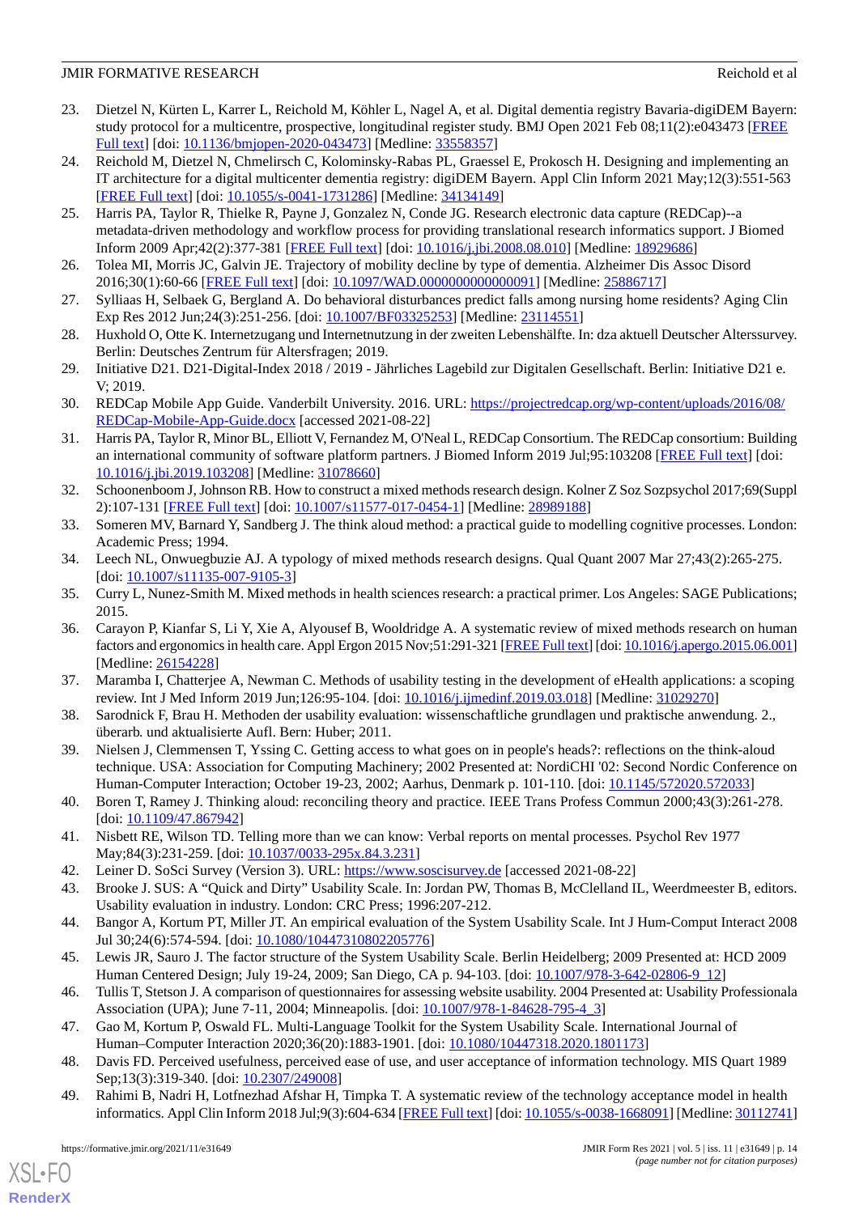23. Dietzel N, Kürten L, Karrer L, Reichold M, Köhler L, Nagel A, et al. Digital dementia registry Bavaria-digiDEM Bayern: study protocol for a multicentre, prospective, longitudinal register study. BMJ Open 2021 Feb 08;11(2):e043473 [FREE Full text] [doi: 10.1136/bmjopen-2020-043473] [Medline: 33558357]
24. Reichold M, Dietzel N, Chmelirsch C, Kolominsky-Rabas PL, Graessel E, Prokosch H. Designing and implementing an IT architecture for a digital multicenter dementia registry: digiDEM Bayern. Appl Clin Inform 2021 May;12(3):551-563 [FREE Full text] [doi: 10.1055/s-0041-1731286] [Medline: 34134149]
25. Harris PA, Taylor R, Thielke R, Payne J, Gonzalez N, Conde JG. Research electronic data capture (REDCap)--a metadata-driven methodology and workflow process for providing translational research informatics support. J Biomed Inform 2009 Apr;42(2):377-381 [FREE Full text] [doi: 10.1016/j.jbi.2008.08.010] [Medline: 18929686]
26. Tolea MI, Morris JC, Galvin JE. Trajectory of mobility decline by type of dementia. Alzheimer Dis Assoc Disord 2016;30(1):60-66 [FREE Full text] [doi: 10.1097/WAD.0000000000000091] [Medline: 25886717]
27. Sylliaas H, Selbaek G, Bergland A. Do behavioral disturbances predict falls among nursing home residents? Aging Clin Exp Res 2012 Jun;24(3):251-256. [doi: 10.1007/BF03325253] [Medline: 23114551]
28. Huxhold O, Otte K. Internetzugang und Internetnutzung in der zweiten Lebenshälfte. In: dza aktuell Deutscher Alterssurvey. Berlin: Deutsches Zentrum für Altersfragen; 2019.
29. Initiative D21. D21-Digital-Index 2018 / 2019 - Jährliches Lagebild zur Digitalen Gesellschaft. Berlin: Initiative D21 e. V; 2019.
30. REDCap Mobile App Guide. Vanderbilt University. 2016. URL: https://projectredcap.org/wp-content/uploads/2016/08/REDCap-Mobile-App-Guide.docx [accessed 2021-08-22]
31. Harris PA, Taylor R, Minor BL, Elliott V, Fernandez M, O'Neal L, REDCap Consortium. The REDCap consortium: Building an international community of software platform partners. J Biomed Inform 2019 Jul;95:103208 [FREE Full text] [doi: 10.1016/j.jbi.2019.103208] [Medline: 31078660]
32. Schoonenboom J, Johnson RB. How to construct a mixed methods research design. Kolner Z Soz Sozpsychol 2017;69(Suppl 2):107-131 [FREE Full text] [doi: 10.1007/s11577-017-0454-1] [Medline: 28989188]
33. Someren MV, Barnard Y, Sandberg J. The think aloud method: a practical guide to modelling cognitive processes. London: Academic Press; 1994.
34. Leech NL, Onwuegbuzie AJ. A typology of mixed methods research designs. Qual Quant 2007 Mar 27;43(2):265-275. [doi: 10.1007/s11135-007-9105-3]
35. Curry L, Nunez-Smith M. Mixed methods in health sciences research: a practical primer. Los Angeles: SAGE Publications; 2015.
36. Carayon P, Kianfar S, Li Y, Xie A, Alyousef B, Wooldridge A. A systematic review of mixed methods research on human factors and ergonomics in health care. Appl Ergon 2015 Nov;51:291-321 [FREE Full text] [doi: 10.1016/j.apergo.2015.06.001] [Medline: 26154228]
37. Maramba I, Chatterjee A, Newman C. Methods of usability testing in the development of eHealth applications: a scoping review. Int J Med Inform 2019 Jun;126:95-104. [doi: 10.1016/j.ijmedinf.2019.03.018] [Medline: 31029270]
38. Sarodnick F, Brau H. Methoden der usability evaluation: wissenschaftliche grundlagen und praktische anwendung. 2., überarb. und aktualisierte Aufl. Bern: Huber; 2011.
39. Nielsen J, Clemmensen T, Yssing C. Getting access to what goes on in people's heads?: reflections on the think-aloud technique. USA: Association for Computing Machinery; 2002 Presented at: NordiCHI '02: Second Nordic Conference on Human-Computer Interaction; October 19-23, 2002; Aarhus, Denmark p. 101-110. [doi: 10.1145/572020.572033]
40. Boren T, Ramey J. Thinking aloud: reconciling theory and practice. IEEE Trans Profess Commun 2000;43(3):261-278. [doi: 10.1109/47.867942]
41. Nisbett RE, Wilson TD. Telling more than we can know: Verbal reports on mental processes. Psychol Rev 1977 May;84(3):231-259. [doi: 10.1037/0033-295x.84.3.231]
42. Leiner D. SoSci Survey (Version 3). URL: https://www.soscisurvey.de [accessed 2021-08-22]
43. Brooke J. SUS: A "Quick and Dirty" Usability Scale. In: Jordan PW, Thomas B, McClelland IL, Weerdmeester B, editors. Usability evaluation in industry. London: CRC Press; 1996:207-212.
44. Bangor A, Kortum PT, Miller JT. An empirical evaluation of the System Usability Scale. Int J Hum-Comput Interact 2008 Jul 30;24(6):574-594. [doi: 10.1080/10447310802205776]
45. Lewis JR, Sauro J. The factor structure of the System Usability Scale. Berlin Heidelberg; 2009 Presented at: HCD 2009 Human Centered Design; July 19-24, 2009; San Diego, CA p. 94-103. [doi: 10.1007/978-3-642-02806-9_12]
46. Tullis T, Stetson J. A comparison of questionnaires for assessing website usability. 2004 Presented at: Usability Professionala Association (UPA); June 7-11, 2004; Minneapolis. [doi: 10.1007/978-1-84628-795-4_3]
47. Gao M, Kortum P, Oswald FL. Multi-Language Toolkit for the System Usability Scale. International Journal of Human–Computer Interaction 2020;36(20):1883-1901. [doi: 10.1080/10447318.2020.1801173]
48. Davis FD. Perceived usefulness, perceived ease of use, and user acceptance of information technology. MIS Quart 1989 Sep;13(3):319-340. [doi: 10.2307/249008]
49. Rahimi B, Nadri H, Lotfnezhad Afshar H, Timpka T. A systematic review of the technology acceptance model in health informatics. Appl Clin Inform 2018 Jul;9(3):604-634 [FREE Full text] [doi: 10.1055/s-0038-1668091] [Medline: 30112741]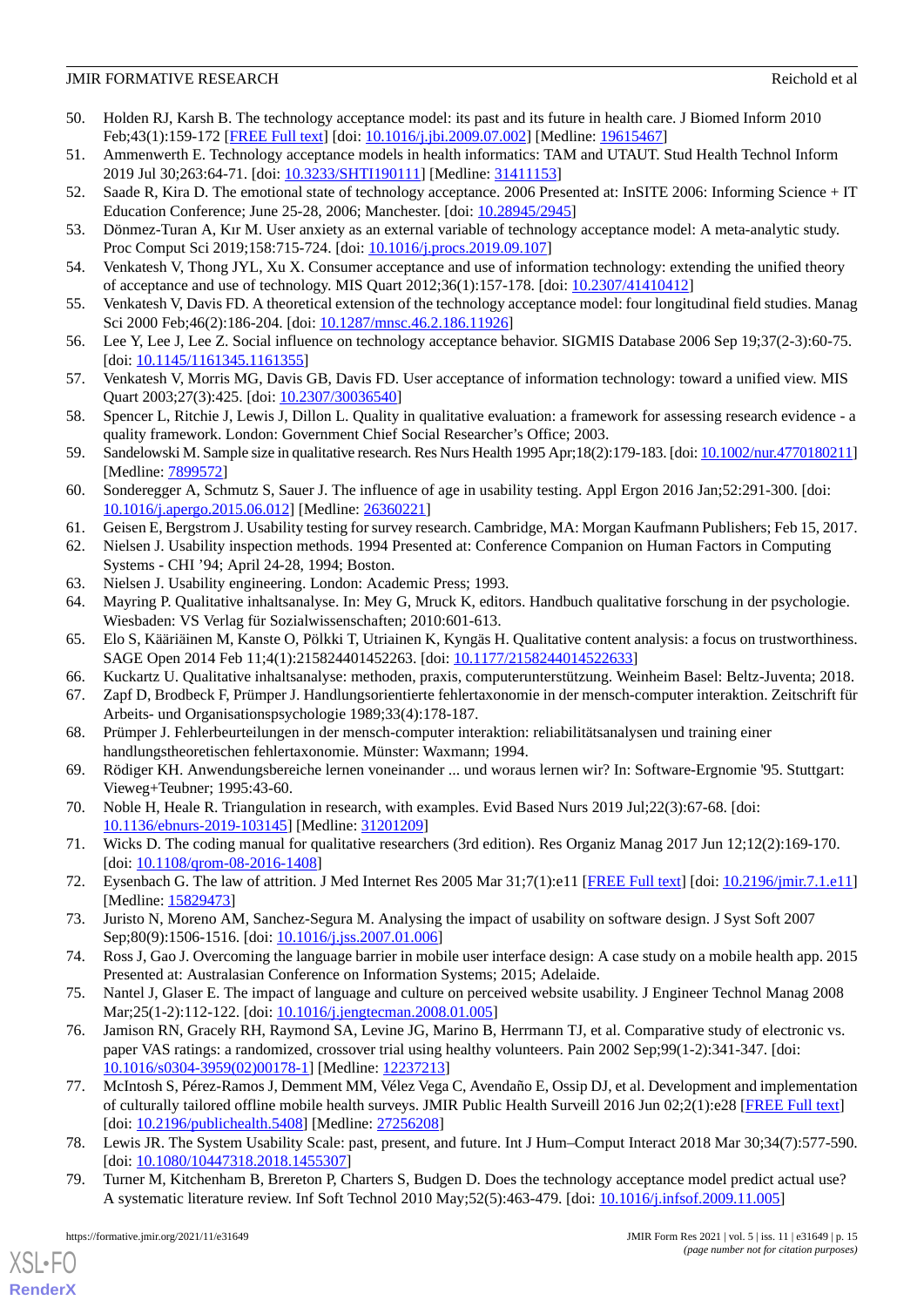50. Holden RJ, Karsh B. The technology acceptance model: its past and its future in health care. J Biomed Inform 2010 Feb;43(1):159-172 [FREE Full text] [doi: 10.1016/j.jbi.2009.07.002] [Medline: 19615467]
51. Ammenwerth E. Technology acceptance models in health informatics: TAM and UTAUT. Stud Health Technol Inform 2019 Jul 30;263:64-71. [doi: 10.3233/SHTI190111] [Medline: 31411153]
52. Saade R, Kira D. The emotional state of technology acceptance. 2006 Presented at: InSITE 2006: Informing Science + IT Education Conference; June 25-28, 2006; Manchester. [doi: 10.28945/2945]
53. Dönmez-Turan A, Kır M. User anxiety as an external variable of technology acceptance model: A meta-analytic study. Proc Comput Sci 2019;158:715-724. [doi: 10.1016/j.procs.2019.09.107]
54. Venkatesh V, Thong JYL, Xu X. Consumer acceptance and use of information technology: extending the unified theory of acceptance and use of technology. MIS Quart 2012;36(1):157-178. [doi: 10.2307/41410412]
55. Venkatesh V, Davis FD. A theoretical extension of the technology acceptance model: four longitudinal field studies. Manag Sci 2000 Feb;46(2):186-204. [doi: 10.1287/mnsc.46.2.186.11926]
56. Lee Y, Lee J, Lee Z. Social influence on technology acceptance behavior. SIGMIS Database 2006 Sep 19;37(2-3):60-75. [doi: 10.1145/1161345.1161355]
57. Venkatesh V, Morris MG, Davis GB, Davis FD. User acceptance of information technology: toward a unified view. MIS Quart 2003;27(3):425. [doi: 10.2307/30036540]
58. Spencer L, Ritchie J, Lewis J, Dillon L. Quality in qualitative evaluation: a framework for assessing research evidence - a quality framework. London: Government Chief Social Researcher's Office; 2003.
59. Sandelowski M. Sample size in qualitative research. Res Nurs Health 1995 Apr;18(2):179-183. [doi: 10.1002/nur.4770180211] [Medline: 7899572]
60. Sonderegger A, Schmutz S, Sauer J. The influence of age in usability testing. Appl Ergon 2016 Jan;52:291-300. [doi: 10.1016/j.apergo.2015.06.012] [Medline: 26360221]
61. Geisen E, Bergstrom J. Usability testing for survey research. Cambridge, MA: Morgan Kaufmann Publishers; Feb 15, 2017.
62. Nielsen J. Usability inspection methods. 1994 Presented at: Conference Companion on Human Factors in Computing Systems - CHI '94; April 24-28, 1994; Boston.
63. Nielsen J. Usability engineering. London: Academic Press; 1993.
64. Mayring P. Qualitative inhaltsanalyse. In: Mey G, Mruck K, editors. Handbuch qualitative forschung in der psychologie. Wiesbaden: VS Verlag für Sozialwissenschaften; 2010:601-613.
65. Elo S, Kääriäinen M, Kanste O, Pölkki T, Utriainen K, Kyngäs H. Qualitative content analysis: a focus on trustworthiness. SAGE Open 2014 Feb 11;4(1):215824401452263. [doi: 10.1177/2158244014522633]
66. Kuckartz U. Qualitative inhaltsanalyse: methoden, praxis, computerunterstützung. Weinheim Basel: Beltz-Juventa; 2018.
67. Zapf D, Brodbeck F, Prümper J. Handlungsorientierte fehlertaxonomie in der mensch-computer interaktion. Zeitschrift für Arbeits- und Organisationspsychologie 1989;33(4):178-187.
68. Prümper J. Fehlerbeurteilungen in der mensch-computer interaktion: reliabilitätsanalysen und training einer handlungstheoretischen fehlertaxonomie. Münster: Waxmann; 1994.
69. Rödiger KH. Anwendungsbereiche lernen voneinander ... und woraus lernen wir? In: Software-Ergnomie '95. Stuttgart: Vieweg+Teubner; 1995:43-60.
70. Noble H, Heale R. Triangulation in research, with examples. Evid Based Nurs 2019 Jul;22(3):67-68. [doi: 10.1136/ebnurs-2019-103145] [Medline: 31201209]
71. Wicks D. The coding manual for qualitative researchers (3rd edition). Res Organiz Manag 2017 Jun 12;12(2):169-170. [doi: 10.1108/qrom-08-2016-1408]
72. Eysenbach G. The law of attrition. J Med Internet Res 2005 Mar 31;7(1):e11 [FREE Full text] [doi: 10.2196/jmir.7.1.e11] [Medline: 15829473]
73. Juristo N, Moreno AM, Sanchez-Segura M. Analysing the impact of usability on software design. J Syst Soft 2007 Sep;80(9):1506-1516. [doi: 10.1016/j.jss.2007.01.006]
74. Ross J, Gao J. Overcoming the language barrier in mobile user interface design: A case study on a mobile health app. 2015 Presented at: Australasian Conference on Information Systems; 2015; Adelaide.
75. Nantel J, Glaser E. The impact of language and culture on perceived website usability. J Engineer Technol Manag 2008 Mar;25(1-2):112-122. [doi: 10.1016/j.jengtecman.2008.01.005]
76. Jamison RN, Gracely RH, Raymond SA, Levine JG, Marino B, Herrmann TJ, et al. Comparative study of electronic vs. paper VAS ratings: a randomized, crossover trial using healthy volunteers. Pain 2002 Sep;99(1-2):341-347. [doi: 10.1016/s0304-3959(02)00178-1] [Medline: 12237213]
77. McIntosh S, Pérez-Ramos J, Demment MM, Vélez Vega C, Avendaño E, Ossip DJ, et al. Development and implementation of culturally tailored offline mobile health surveys. JMIR Public Health Surveill 2016 Jun 02;2(1):e28 [FREE Full text] [doi: 10.2196/publichealth.5408] [Medline: 27256208]
78. Lewis JR. The System Usability Scale: past, present, and future. Int J Hum–Comput Interact 2018 Mar 30;34(7):577-590. [doi: 10.1080/10447318.2018.1455307]
79. Turner M, Kitchenham B, Brereton P, Charters S, Budgen D. Does the technology acceptance model predict actual use? A systematic literature review. Inf Soft Technol 2010 May;52(5):463-479. [doi: 10.1016/j.infsof.2009.11.005]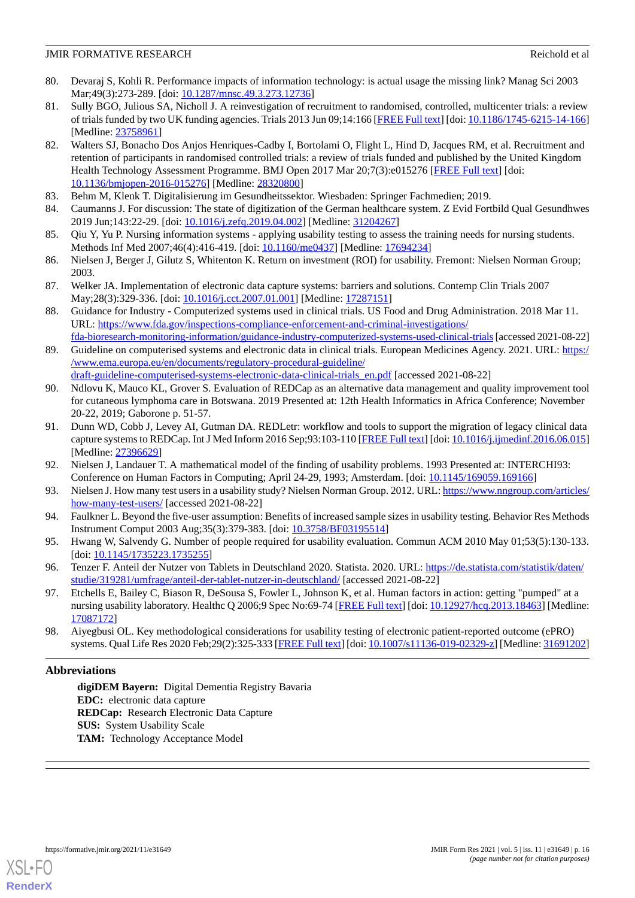80. Devaraj S, Kohli R. Performance impacts of information technology: is actual usage the missing link? Manag Sci 2003 Mar;49(3):273-289. [doi: 10.1287/mnsc.49.3.273.12736]
81. Sully BGO, Julious SA, Nicholl J. A reinvestigation of recruitment to randomised, controlled, multicenter trials: a review of trials funded by two UK funding agencies. Trials 2013 Jun 09;14:166 [FREE Full text] [doi: 10.1186/1745-6215-14-166] [Medline: 23758961]
82. Walters SJ, Bonacho Dos Anjos Henriques-Cadby I, Bortolami O, Flight L, Hind D, Jacques RM, et al. Recruitment and retention of participants in randomised controlled trials: a review of trials funded and published by the United Kingdom Health Technology Assessment Programme. BMJ Open 2017 Mar 20;7(3):e015276 [FREE Full text] [doi: 10.1136/bmjopen-2016-015276] [Medline: 28320800]
83. Behm M, Klenk T. Digitalisierung im Gesundheitssektor. Wiesbaden: Springer Fachmedien; 2019.
84. Caumanns J. For discussion: The state of digitization of the German healthcare system. Z Evid Fortbild Qual Gesundhwes 2019 Jun;143:22-29. [doi: 10.1016/j.zefq.2019.04.002] [Medline: 31204267]
85. Qiu Y, Yu P. Nursing information systems - applying usability testing to assess the training needs for nursing students. Methods Inf Med 2007;46(4):416-419. [doi: 10.1160/me0437] [Medline: 17694234]
86. Nielsen J, Berger J, Gilutz S, Whitenton K. Return on investment (ROI) for usability. Fremont: Nielsen Norman Group; 2003.
87. Welker JA. Implementation of electronic data capture systems: barriers and solutions. Contemp Clin Trials 2007 May;28(3):329-336. [doi: 10.1016/j.cct.2007.01.001] [Medline: 17287151]
88. Guidance for Industry - Computerized systems used in clinical trials. US Food and Drug Administration. 2018 Mar 11. URL: https://www.fda.gov/inspections-compliance-enforcement-and-criminal-investigations/fda-bioresearch-monitoring-information/guidance-industry-computerized-systems-used-clinical-trials [accessed 2021-08-22]
89. Guideline on computerised systems and electronic data in clinical trials. European Medicines Agency. 2021. URL: https://www.ema.europa.eu/en/documents/regulatory-procedural-guideline/draft-guideline-computerised-systems-electronic-data-clinical-trials_en.pdf [accessed 2021-08-22]
90. Ndlovu K, Mauco KL, Grover S. Evaluation of REDCap as an alternative data management and quality improvement tool for cutaneous lymphoma care in Botswana. 2019 Presented at: 12th Health Informatics in Africa Conference; November 20-22, 2019; Gaborone p. 51-57.
91. Dunn WD, Cobb J, Levey AI, Gutman DA. REDLetr: workflow and tools to support the migration of legacy clinical data capture systems to REDCap. Int J Med Inform 2016 Sep;93:103-110 [FREE Full text] [doi: 10.1016/j.ijmedinf.2016.06.015] [Medline: 27396629]
92. Nielsen J, Landauer T. A mathematical model of the finding of usability problems. 1993 Presented at: INTERCHI93: Conference on Human Factors in Computing; April 24-29, 1993; Amsterdam. [doi: 10.1145/169059.169166]
93. Nielsen J. How many test users in a usability study? Nielsen Norman Group. 2012. URL: https://www.nngroup.com/articles/how-many-test-users/ [accessed 2021-08-22]
94. Faulkner L. Beyond the five-user assumption: Benefits of increased sample sizes in usability testing. Behavior Res Methods Instrument Comput 2003 Aug;35(3):379-383. [doi: 10.3758/BF03195514]
95. Hwang W, Salvendy G. Number of people required for usability evaluation. Commun ACM 2010 May 01;53(5):130-133. [doi: 10.1145/1735223.1735255]
96. Tenzer F. Anteil der Nutzer von Tablets in Deutschland 2020. Statista. 2020. URL: https://de.statista.com/statistik/daten/studie/319281/umfrage/anteil-der-tablet-nutzer-in-deutschland/ [accessed 2021-08-22]
97. Etchells E, Bailey C, Biason R, DeSousa S, Fowler L, Johnson K, et al. Human factors in action: getting "pumped" at a nursing usability laboratory. Healthc Q 2006;9 Spec No:69-74 [FREE Full text] [doi: 10.12927/hcq.2013.18463] [Medline: 17087172]
98. Aiyegbusi OL. Key methodological considerations for usability testing of electronic patient-reported outcome (ePRO) systems. Qual Life Res 2020 Feb;29(2):325-333 [FREE Full text] [doi: 10.1007/s11136-019-02329-z] [Medline: 31691202]

## Abbreviations

**digiDEM Bayern:** Digital Dementia Registry Bavaria
**EDC:** electronic data capture
**REDCap:** Research Electronic Data Capture
**SUS:** System Usability Scale
**TAM:** Technology Acceptance Model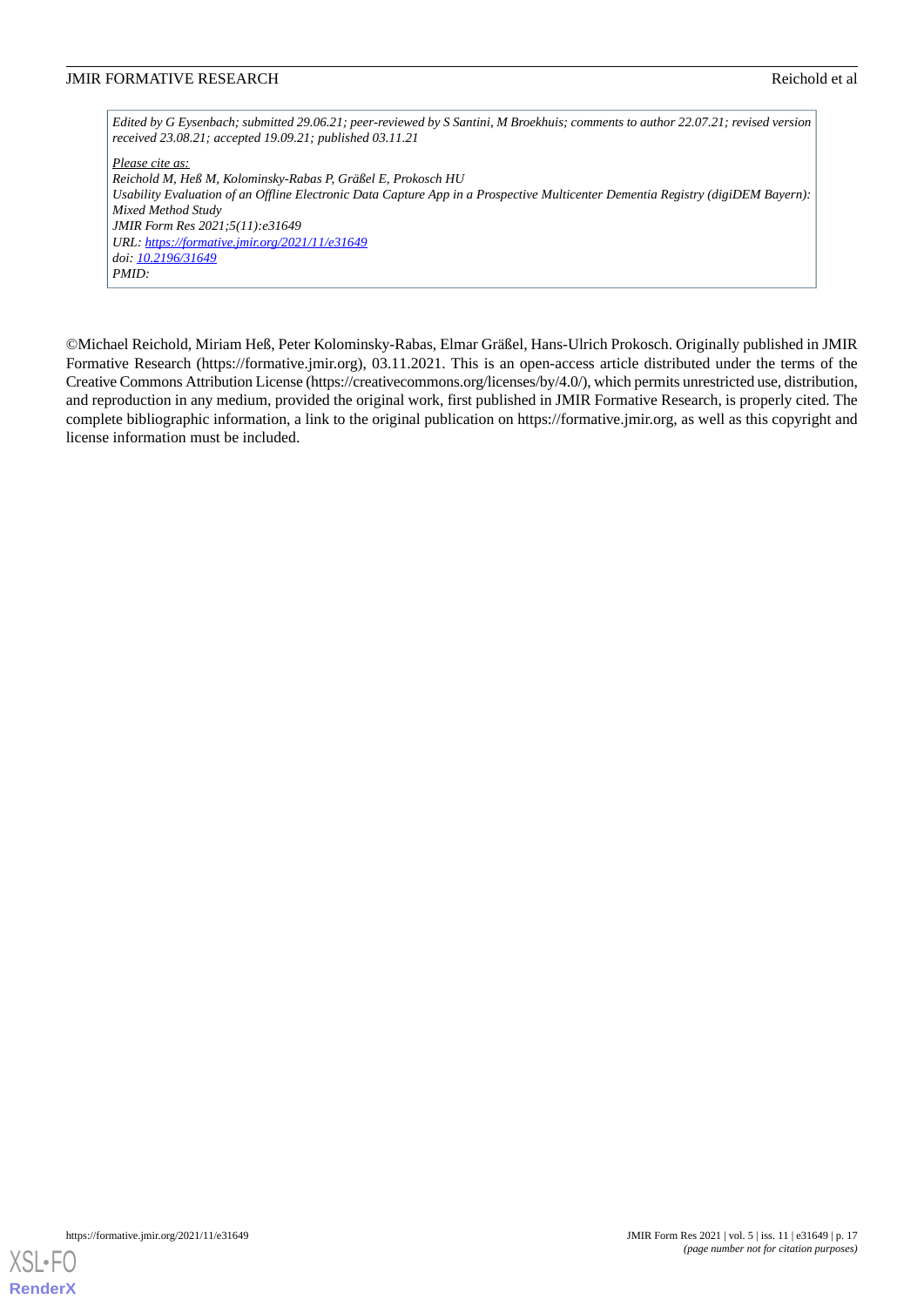*Edited by G Eysenbach; submitted 29.06.21; peer-reviewed by S Santini, M Broekhuis; comments to author 22.07.21; revised version received 23.08.21; accepted 19.09.21; published 03.11.21*

*Please cite as:*
*Reichold M, Heß M, Kolominsky-Rabas P, Gräßel E, Prokosch HU*
*Usability Evaluation of an Offline Electronic Data Capture App in a Prospective Multicenter Dementia Registry (digiDEM Bayern): Mixed Method Study*
*JMIR Form Res 2021;5(11):e31649*
*URL: https://formative.jmir.org/2021/11/e31649*
*doi: 10.2196/31649*
*PMID:*

©Michael Reichold, Miriam Heß, Peter Kolominsky-Rabas, Elmar Gräßel, Hans-Ulrich Prokosch. Originally published in JMIR Formative Research (https://formative.jmir.org), 03.11.2021. This is an open-access article distributed under the terms of the Creative Commons Attribution License (https://creativecommons.org/licenses/by/4.0/), which permits unrestricted use, distribution, and reproduction in any medium, provided the original work, first published in JMIR Formative Research, is properly cited. The complete bibliographic information, a link to the original publication on https://formative.jmir.org, as well as this copyright and license information must be included.